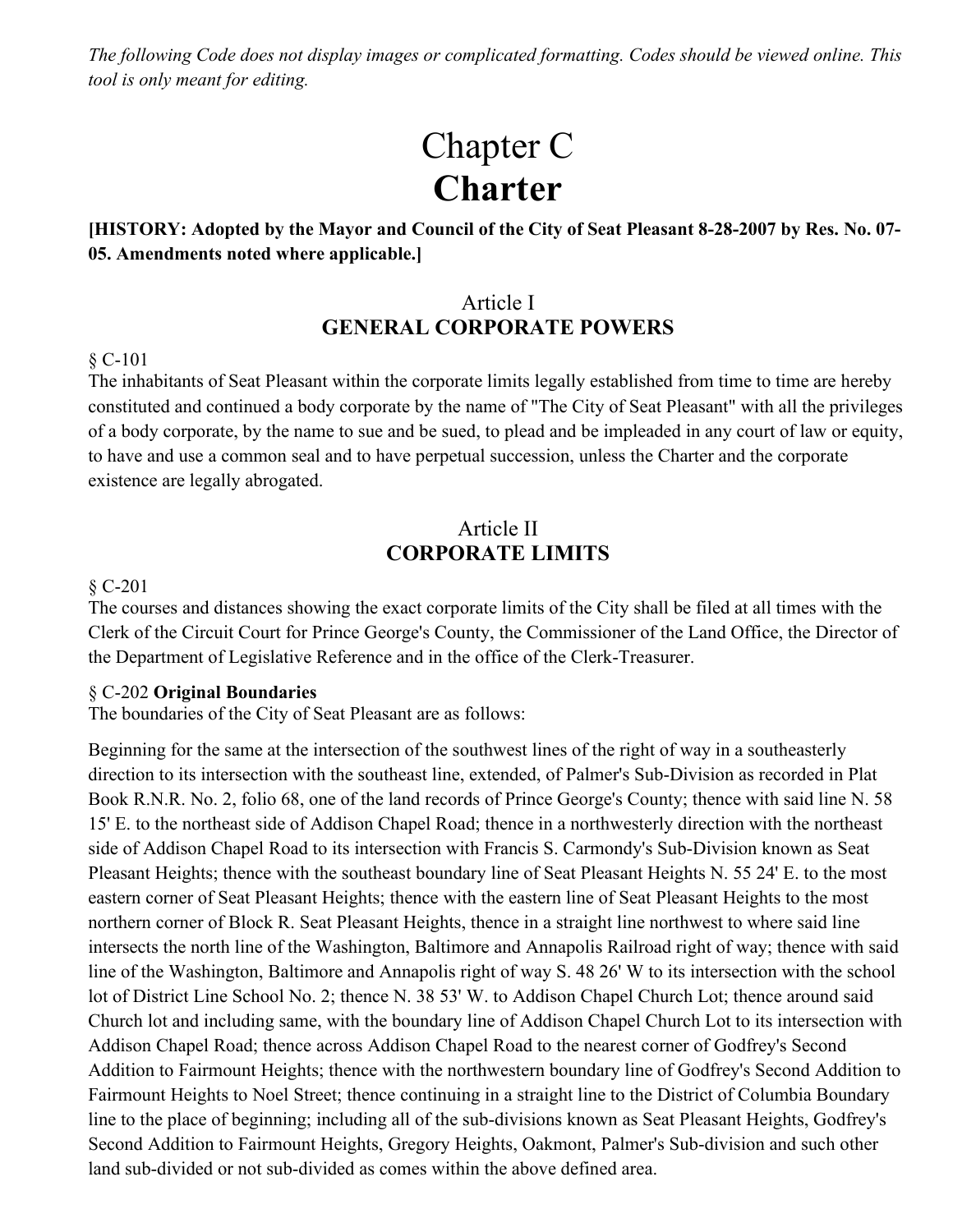*The following Code does not display images or complicated formatting. Codes should be viewed online. This tool is only meant for editing.*

# Chapter C
# **Charter**

**[HISTORY: Adopted by the Mayor and Council of the City of Seat Pleasant 8-28-2007 by Res. No. 07-05. Amendments noted where applicable.]**

## Article I
## **GENERAL CORPORATE POWERS**

§ C-101

The inhabitants of Seat Pleasant within the corporate limits legally established from time to time are hereby constituted and continued a body corporate by the name of "The City of Seat Pleasant" with all the privileges of a body corporate, by the name to sue and be sued, to plead and be impleaded in any court of law or equity, to have and use a common seal and to have perpetual succession, unless the Charter and the corporate existence are legally abrogated.

## Article II
## **CORPORATE LIMITS**

§ C-201

The courses and distances showing the exact corporate limits of the City shall be filed at all times with the Clerk of the Circuit Court for Prince George's County, the Commissioner of the Land Office, the Director of the Department of Legislative Reference and in the office of the Clerk-Treasurer.

§ C-202 **Original Boundaries**

The boundaries of the City of Seat Pleasant are as follows:

Beginning for the same at the intersection of the southwest lines of the right of way in a southeasterly direction to its intersection with the southeast line, extended, of Palmer's Sub-Division as recorded in Plat Book R.N.R. No. 2, folio 68, one of the land records of Prince George's County; thence with said line N. 58 15' E. to the northeast side of Addison Chapel Road; thence in a northwesterly direction with the northeast side of Addison Chapel Road to its intersection with Francis S. Carmondy's Sub-Division known as Seat Pleasant Heights; thence with the southeast boundary line of Seat Pleasant Heights N. 55 24' E. to the most eastern corner of Seat Pleasant Heights; thence with the eastern line of Seat Pleasant Heights to the most northern corner of Block R. Seat Pleasant Heights, thence in a straight line northwest to where said line intersects the north line of the Washington, Baltimore and Annapolis Railroad right of way; thence with said line of the Washington, Baltimore and Annapolis right of way S. 48 26' W to its intersection with the school lot of District Line School No. 2; thence N. 38 53' W. to Addison Chapel Church Lot; thence around said Church lot and including same, with the boundary line of Addison Chapel Church Lot to its intersection with Addison Chapel Road; thence across Addison Chapel Road to the nearest corner of Godfrey's Second Addition to Fairmount Heights; thence with the northwestern boundary line of Godfrey's Second Addition to Fairmount Heights to Noel Street; thence continuing in a straight line to the District of Columbia Boundary line to the place of beginning; including all of the sub-divisions known as Seat Pleasant Heights, Godfrey's Second Addition to Fairmount Heights, Gregory Heights, Oakmont, Palmer's Sub-division and such other land sub-divided or not sub-divided as comes within the above defined area.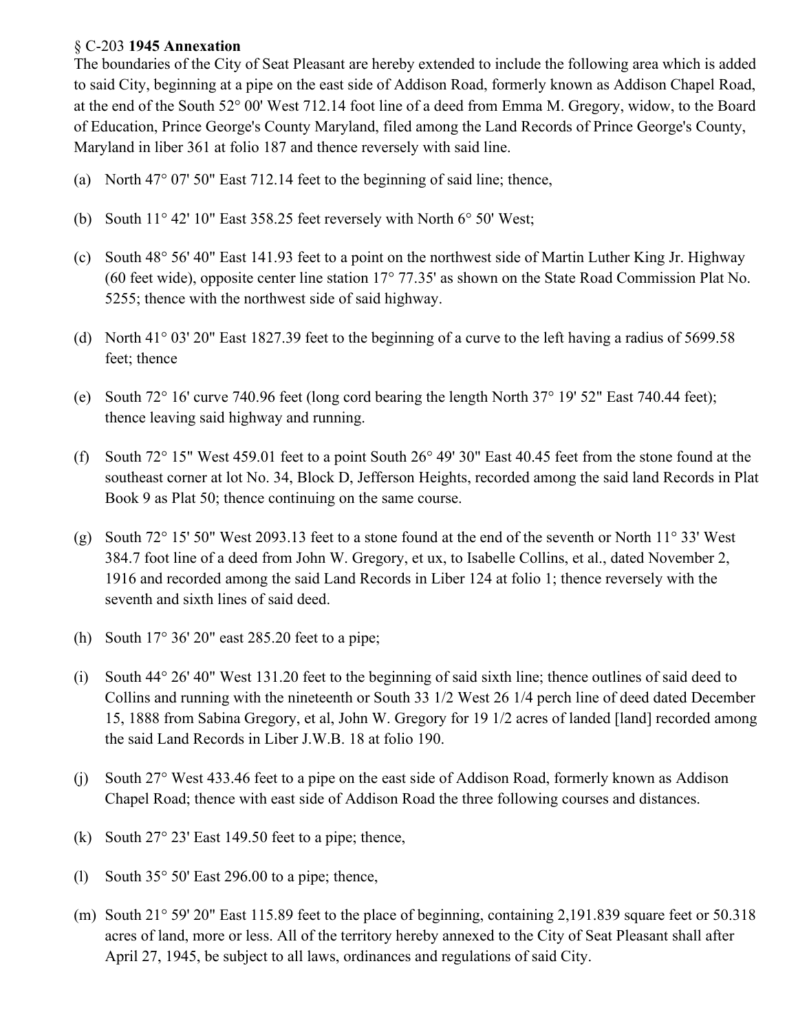§ C-203 **1945 Annexation**

The boundaries of the City of Seat Pleasant are hereby extended to include the following area which is added to said City, beginning at a pipe on the east side of Addison Road, formerly known as Addison Chapel Road, at the end of the South 52° 00' West 712.14 foot line of a deed from Emma M. Gregory, widow, to the Board of Education, Prince George's County Maryland, filed among the Land Records of Prince George's County, Maryland in liber 361 at folio 187 and thence reversely with said line.

(a) North 47° 07' 50" East 712.14 feet to the beginning of said line; thence,

(b) South 11° 42' 10" East 358.25 feet reversely with North 6° 50' West;

(c) South 48° 56' 40" East 141.93 feet to a point on the northwest side of Martin Luther King Jr. Highway (60 feet wide), opposite center line station 17° 77.35' as shown on the State Road Commission Plat No. 5255; thence with the northwest side of said highway.

(d) North 41° 03' 20" East 1827.39 feet to the beginning of a curve to the left having a radius of 5699.58 feet; thence

(e) South 72° 16' curve 740.96 feet (long cord bearing the length North 37° 19' 52" East 740.44 feet); thence leaving said highway and running.

(f) South 72° 15" West 459.01 feet to a point South 26° 49' 30" East 40.45 feet from the stone found at the southeast corner at lot No. 34, Block D, Jefferson Heights, recorded among the said land Records in Plat Book 9 as Plat 50; thence continuing on the same course.

(g) South 72° 15' 50" West 2093.13 feet to a stone found at the end of the seventh or North 11° 33' West 384.7 foot line of a deed from John W. Gregory, et ux, to Isabelle Collins, et al., dated November 2, 1916 and recorded among the said Land Records in Liber 124 at folio 1; thence reversely with the seventh and sixth lines of said deed.

(h) South 17° 36' 20" east 285.20 feet to a pipe;

(i) South 44° 26' 40" West 131.20 feet to the beginning of said sixth line; thence outlines of said deed to Collins and running with the nineteenth or South 33 1/2 West 26 1/4 perch line of deed dated December 15, 1888 from Sabina Gregory, et al, John W. Gregory for 19 1/2 acres of landed [land] recorded among the said Land Records in Liber J.W.B. 18 at folio 190.

(j) South 27° West 433.46 feet to a pipe on the east side of Addison Road, formerly known as Addison Chapel Road; thence with east side of Addison Road the three following courses and distances.

(k) South 27° 23' East 149.50 feet to a pipe; thence,

(l) South 35° 50' East 296.00 to a pipe; thence,

(m) South 21° 59' 20" East 115.89 feet to the place of beginning, containing 2,191.839 square feet or 50.318 acres of land, more or less. All of the territory hereby annexed to the City of Seat Pleasant shall after April 27, 1945, be subject to all laws, ordinances and regulations of said City.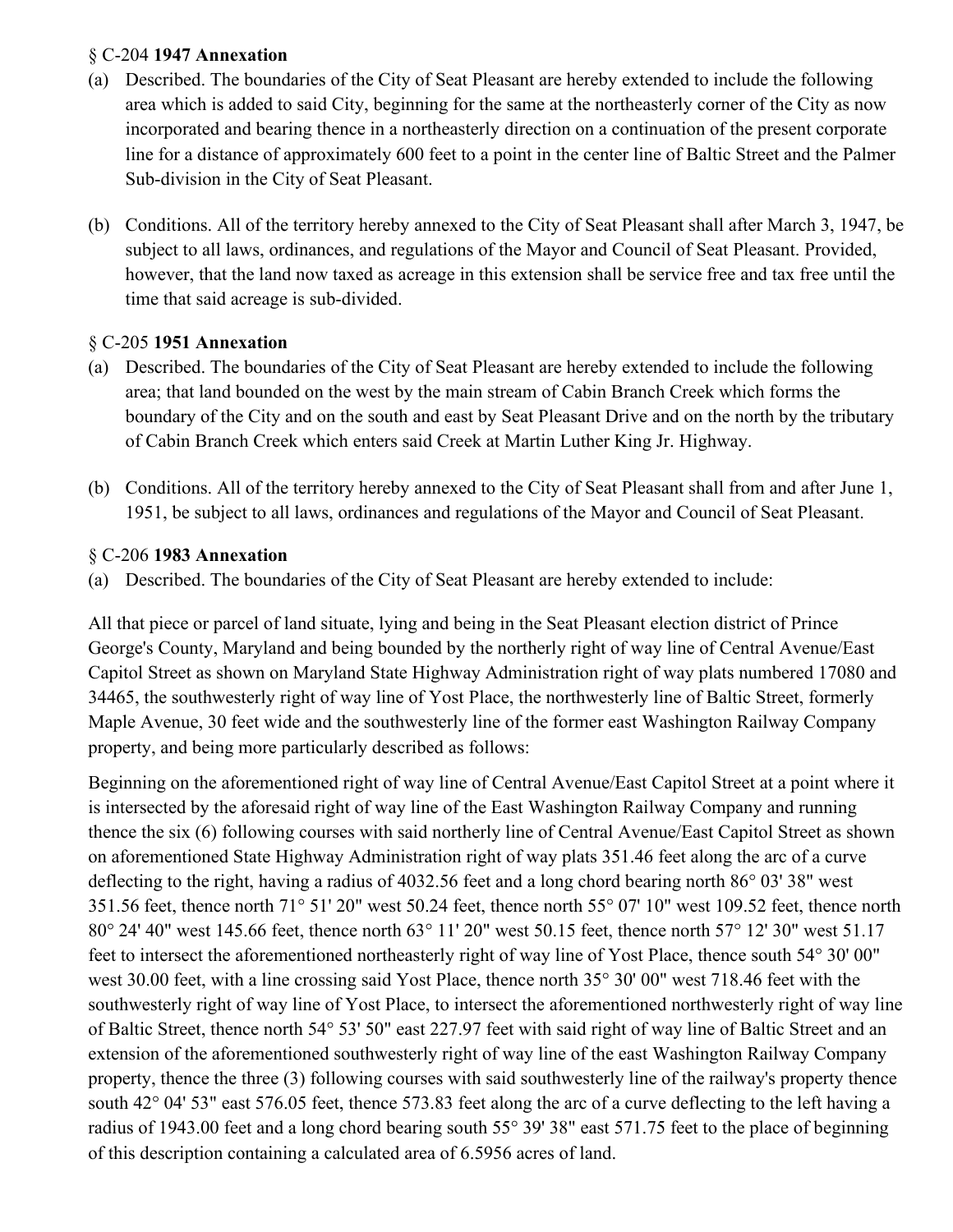§ C-204 **1947 Annexation**

(a) Described. The boundaries of the City of Seat Pleasant are hereby extended to include the following area which is added to said City, beginning for the same at the northeasterly corner of the City as now incorporated and bearing thence in a northeasterly direction on a continuation of the present corporate line for a distance of approximately 600 feet to a point in the center line of Baltic Street and the Palmer Sub-division in the City of Seat Pleasant.

(b) Conditions. All of the territory hereby annexed to the City of Seat Pleasant shall after March 3, 1947, be subject to all laws, ordinances, and regulations of the Mayor and Council of Seat Pleasant. Provided, however, that the land now taxed as acreage in this extension shall be service free and tax free until the time that said acreage is sub-divided.

§ C-205 **1951 Annexation**

(a) Described. The boundaries of the City of Seat Pleasant are hereby extended to include the following area; that land bounded on the west by the main stream of Cabin Branch Creek which forms the boundary of the City and on the south and east by Seat Pleasant Drive and on the north by the tributary of Cabin Branch Creek which enters said Creek at Martin Luther King Jr. Highway.

(b) Conditions. All of the territory hereby annexed to the City of Seat Pleasant shall from and after June 1, 1951, be subject to all laws, ordinances and regulations of the Mayor and Council of Seat Pleasant.

§ C-206 **1983 Annexation**

(a) Described. The boundaries of the City of Seat Pleasant are hereby extended to include:

All that piece or parcel of land situate, lying and being in the Seat Pleasant election district of Prince George's County, Maryland and being bounded by the northerly right of way line of Central Avenue/East Capitol Street as shown on Maryland State Highway Administration right of way plats numbered 17080 and 34465, the southwesterly right of way line of Yost Place, the northwesterly line of Baltic Street, formerly Maple Avenue, 30 feet wide and the southwesterly line of the former east Washington Railway Company property, and being more particularly described as follows:

Beginning on the aforementioned right of way line of Central Avenue/East Capitol Street at a point where it is intersected by the aforesaid right of way line of the East Washington Railway Company and running thence the six (6) following courses with said northerly line of Central Avenue/East Capitol Street as shown on aforementioned State Highway Administration right of way plats 351.46 feet along the arc of a curve deflecting to the right, having a radius of 4032.56 feet and a long chord bearing north 86° 03' 38" west 351.56 feet, thence north 71° 51' 20" west 50.24 feet, thence north 55° 07' 10" west 109.52 feet, thence north 80° 24' 40" west 145.66 feet, thence north 63° 11' 20" west 50.15 feet, thence north 57° 12' 30" west 51.17 feet to intersect the aforementioned northeasterly right of way line of Yost Place, thence south 54° 30' 00" west 30.00 feet, with a line crossing said Yost Place, thence north 35° 30' 00" west 718.46 feet with the southwesterly right of way line of Yost Place, to intersect the aforementioned northwesterly right of way line of Baltic Street, thence north 54° 53' 50" east 227.97 feet with said right of way line of Baltic Street and an extension of the aforementioned southwesterly right of way line of the east Washington Railway Company property, thence the three (3) following courses with said southwesterly line of the railway's property thence south 42° 04' 53" east 576.05 feet, thence 573.83 feet along the arc of a curve deflecting to the left having a radius of 1943.00 feet and a long chord bearing south 55° 39' 38" east 571.75 feet to the place of beginning of this description containing a calculated area of 6.5956 acres of land.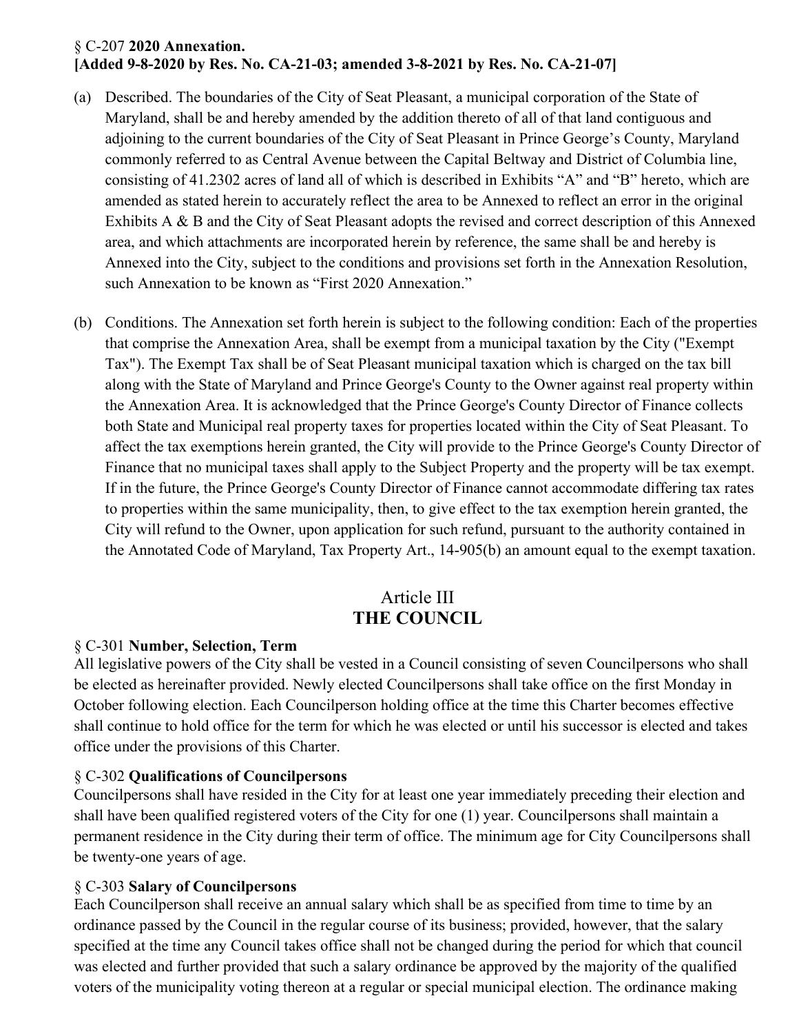§ C-207 **2020 Annexation.**
**[Added 9-8-2020 by Res. No. CA-21-03; amended 3-8-2021 by Res. No. CA-21-07]**

(a) Described. The boundaries of the City of Seat Pleasant, a municipal corporation of the State of Maryland, shall be and hereby amended by the addition thereto of all of that land contiguous and adjoining to the current boundaries of the City of Seat Pleasant in Prince George's County, Maryland commonly referred to as Central Avenue between the Capital Beltway and District of Columbia line, consisting of 41.2302 acres of land all of which is described in Exhibits "A" and "B" hereto, which are amended as stated herein to accurately reflect the area to be Annexed to reflect an error in the original Exhibits A & B and the City of Seat Pleasant adopts the revised and correct description of this Annexed area, and which attachments are incorporated herein by reference, the same shall be and hereby is Annexed into the City, subject to the conditions and provisions set forth in the Annexation Resolution, such Annexation to be known as "First 2020 Annexation."

(b) Conditions. The Annexation set forth herein is subject to the following condition: Each of the properties that comprise the Annexation Area, shall be exempt from a municipal taxation by the City ("Exempt Tax"). The Exempt Tax shall be of Seat Pleasant municipal taxation which is charged on the tax bill along with the State of Maryland and Prince George's County to the Owner against real property within the Annexation Area. It is acknowledged that the Prince George's County Director of Finance collects both State and Municipal real property taxes for properties located within the City of Seat Pleasant. To affect the tax exemptions herein granted, the City will provide to the Prince George's County Director of Finance that no municipal taxes shall apply to the Subject Property and the property will be tax exempt. If in the future, the Prince George's County Director of Finance cannot accommodate differing tax rates to properties within the same municipality, then, to give effect to the tax exemption herein granted, the City will refund to the Owner, upon application for such refund, pursuant to the authority contained in the Annotated Code of Maryland, Tax Property Art., 14-905(b) an amount equal to the exempt taxation.

# Article III
# THE COUNCIL

§ C-301 **Number, Selection, Term**

All legislative powers of the City shall be vested in a Council consisting of seven Councilpersons who shall be elected as hereinafter provided. Newly elected Councilpersons shall take office on the first Monday in October following election. Each Councilperson holding office at the time this Charter becomes effective shall continue to hold office for the term for which he was elected or until his successor is elected and takes office under the provisions of this Charter.

§ C-302 **Qualifications of Councilpersons**

Councilpersons shall have resided in the City for at least one year immediately preceding their election and shall have been qualified registered voters of the City for one (1) year. Councilpersons shall maintain a permanent residence in the City during their term of office. The minimum age for City Councilpersons shall be twenty-one years of age.

§ C-303 **Salary of Councilpersons**

Each Councilperson shall receive an annual salary which shall be as specified from time to time by an ordinance passed by the Council in the regular course of its business; provided, however, that the salary specified at the time any Council takes office shall not be changed during the period for which that council was elected and further provided that such a salary ordinance be approved by the majority of the qualified voters of the municipality voting thereon at a regular or special municipal election. The ordinance making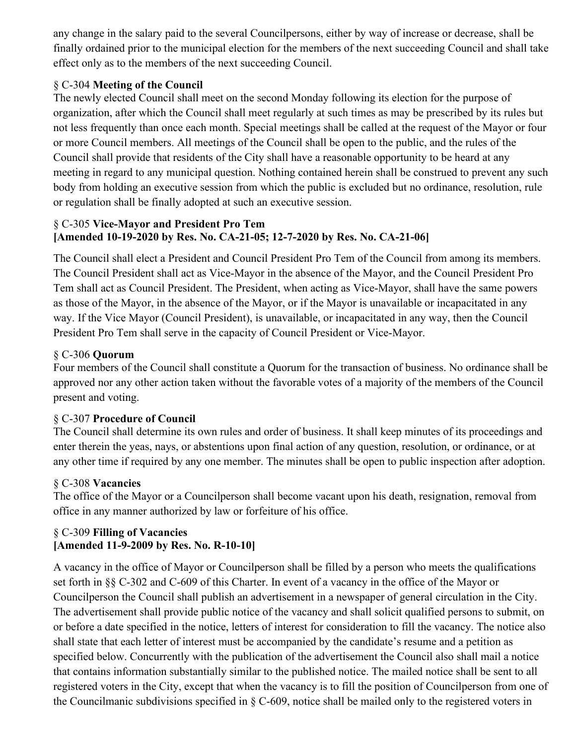any change in the salary paid to the several Councilpersons, either by way of increase or decrease, shall be finally ordained prior to the municipal election for the members of the next succeeding Council and shall take effect only as to the members of the next succeeding Council.

### § C-304 **Meeting of the Council**

The newly elected Council shall meet on the second Monday following its election for the purpose of organization, after which the Council shall meet regularly at such times as may be prescribed by its rules but not less frequently than once each month. Special meetings shall be called at the request of the Mayor or four or more Council members. All meetings of the Council shall be open to the public, and the rules of the Council shall provide that residents of the City shall have a reasonable opportunity to be heard at any meeting in regard to any municipal question. Nothing contained herein shall be construed to prevent any such body from holding an executive session from which the public is excluded but no ordinance, resolution, rule or regulation shall be finally adopted at such an executive session.

### § C-305 **Vice-Mayor and President Pro Tem**
**[Amended 10-19-2020 by Res. No. CA-21-05; 12-7-2020 by Res. No. CA-21-06]**

The Council shall elect a President and Council President Pro Tem of the Council from among its members. The Council President shall act as Vice-Mayor in the absence of the Mayor, and the Council President Pro Tem shall act as Council President. The President, when acting as Vice-Mayor, shall have the same powers as those of the Mayor, in the absence of the Mayor, or if the Mayor is unavailable or incapacitated in any way. If the Vice Mayor (Council President), is unavailable, or incapacitated in any way, then the Council President Pro Tem shall serve in the capacity of Council President or Vice-Mayor.

### § C-306 **Quorum**

Four members of the Council shall constitute a Quorum for the transaction of business. No ordinance shall be approved nor any other action taken without the favorable votes of a majority of the members of the Council present and voting.

### § C-307 **Procedure of Council**

The Council shall determine its own rules and order of business. It shall keep minutes of its proceedings and enter therein the yeas, nays, or abstentions upon final action of any question, resolution, or ordinance, or at any other time if required by any one member. The minutes shall be open to public inspection after adoption.

### § C-308 **Vacancies**

The office of the Mayor or a Councilperson shall become vacant upon his death, resignation, removal from office in any manner authorized by law or forfeiture of his office.

### § C-309 **Filling of Vacancies**
**[Amended 11-9-2009 by Res. No. R-10-10]**

A vacancy in the office of Mayor or Councilperson shall be filled by a person who meets the qualifications set forth in §§ C-302 and C-609 of this Charter. In event of a vacancy in the office of the Mayor or Councilperson the Council shall publish an advertisement in a newspaper of general circulation in the City. The advertisement shall provide public notice of the vacancy and shall solicit qualified persons to submit, on or before a date specified in the notice, letters of interest for consideration to fill the vacancy. The notice also shall state that each letter of interest must be accompanied by the candidate's resume and a petition as specified below. Concurrently with the publication of the advertisement the Council also shall mail a notice that contains information substantially similar to the published notice. The mailed notice shall be sent to all registered voters in the City, except that when the vacancy is to fill the position of Councilperson from one of the Councilmanic subdivisions specified in § C-609, notice shall be mailed only to the registered voters in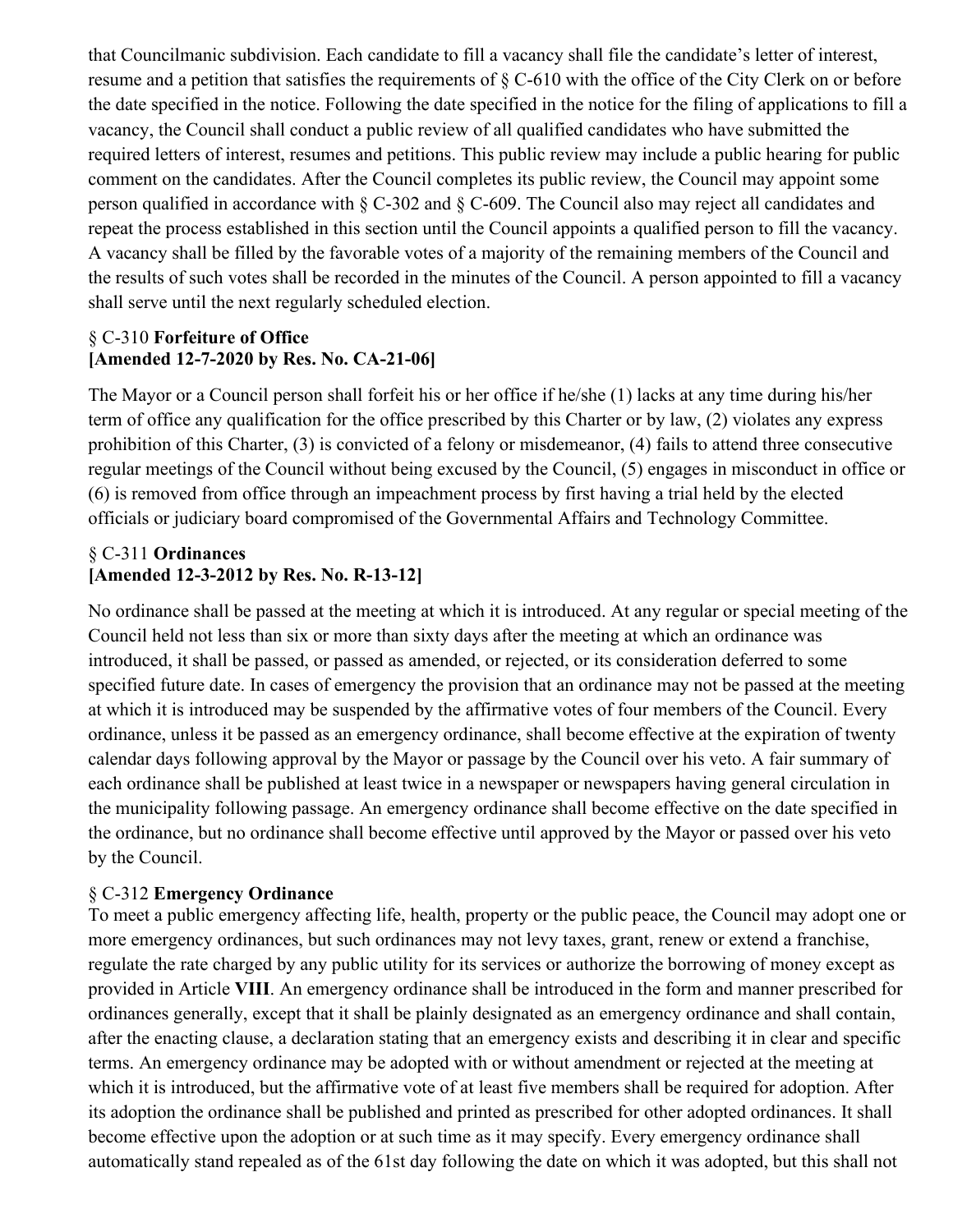that Councilmanic subdivision. Each candidate to fill a vacancy shall file the candidate's letter of interest, resume and a petition that satisfies the requirements of § C-610 with the office of the City Clerk on or before the date specified in the notice. Following the date specified in the notice for the filing of applications to fill a vacancy, the Council shall conduct a public review of all qualified candidates who have submitted the required letters of interest, resumes and petitions. This public review may include a public hearing for public comment on the candidates. After the Council completes its public review, the Council may appoint some person qualified in accordance with § C-302 and § C-609. The Council also may reject all candidates and repeat the process established in this section until the Council appoints a qualified person to fill the vacancy. A vacancy shall be filled by the favorable votes of a majority of the remaining members of the Council and the results of such votes shall be recorded in the minutes of the Council. A person appointed to fill a vacancy shall serve until the next regularly scheduled election.

### § C-310 **Forfeiture of Office**
**[Amended 12-7-2020 by Res. No. CA-21-06]**

The Mayor or a Council person shall forfeit his or her office if he/she (1) lacks at any time during his/her term of office any qualification for the office prescribed by this Charter or by law, (2) violates any express prohibition of this Charter, (3) is convicted of a felony or misdemeanor, (4) fails to attend three consecutive regular meetings of the Council without being excused by the Council, (5) engages in misconduct in office or (6) is removed from office through an impeachment process by first having a trial held by the elected officials or judiciary board compromised of the Governmental Affairs and Technology Committee.

### § C-311 **Ordinances**
**[Amended 12-3-2012 by Res. No. R-13-12]**

No ordinance shall be passed at the meeting at which it is introduced. At any regular or special meeting of the Council held not less than six or more than sixty days after the meeting at which an ordinance was introduced, it shall be passed, or passed as amended, or rejected, or its consideration deferred to some specified future date. In cases of emergency the provision that an ordinance may not be passed at the meeting at which it is introduced may be suspended by the affirmative votes of four members of the Council. Every ordinance, unless it be passed as an emergency ordinance, shall become effective at the expiration of twenty calendar days following approval by the Mayor or passage by the Council over his veto. A fair summary of each ordinance shall be published at least twice in a newspaper or newspapers having general circulation in the municipality following passage. An emergency ordinance shall become effective on the date specified in the ordinance, but no ordinance shall become effective until approved by the Mayor or passed over his veto by the Council.

### § C-312 **Emergency Ordinance**

To meet a public emergency affecting life, health, property or the public peace, the Council may adopt one or more emergency ordinances, but such ordinances may not levy taxes, grant, renew or extend a franchise, regulate the rate charged by any public utility for its services or authorize the borrowing of money except as provided in Article **VIII**. An emergency ordinance shall be introduced in the form and manner prescribed for ordinances generally, except that it shall be plainly designated as an emergency ordinance and shall contain, after the enacting clause, a declaration stating that an emergency exists and describing it in clear and specific terms. An emergency ordinance may be adopted with or without amendment or rejected at the meeting at which it is introduced, but the affirmative vote of at least five members shall be required for adoption. After its adoption the ordinance shall be published and printed as prescribed for other adopted ordinances. It shall become effective upon the adoption or at such time as it may specify. Every emergency ordinance shall automatically stand repealed as of the 61st day following the date on which it was adopted, but this shall not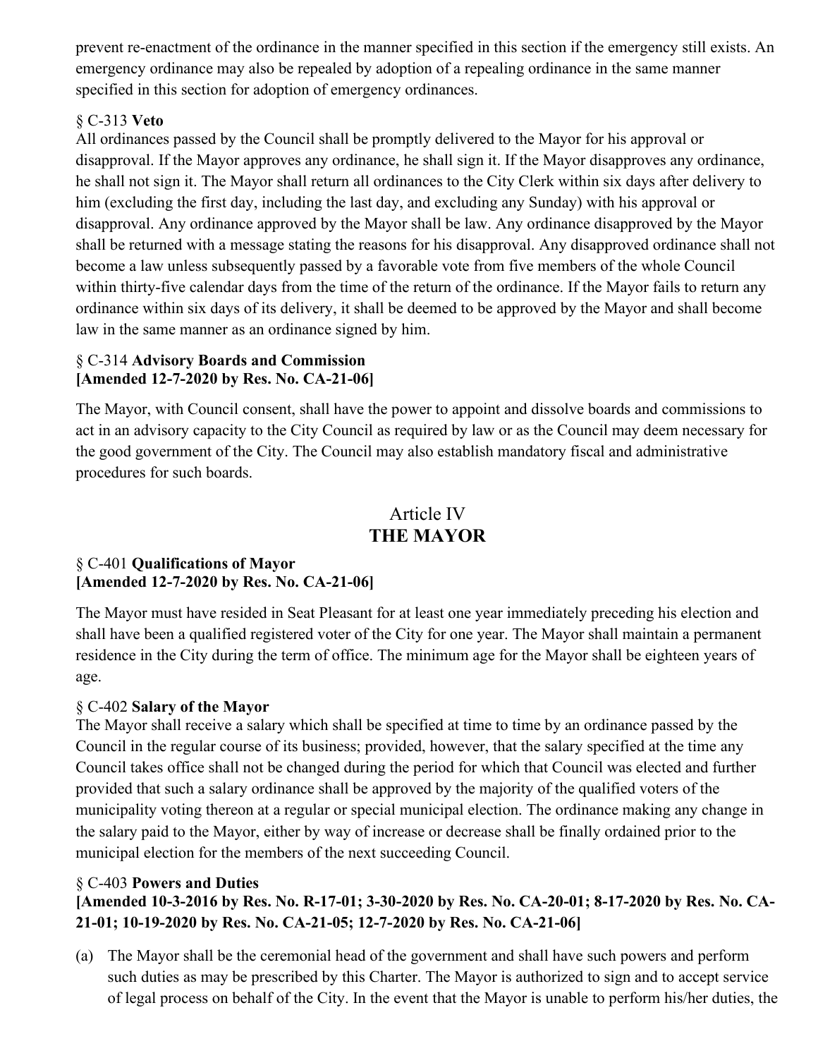prevent re-enactment of the ordinance in the manner specified in this section if the emergency still exists. An emergency ordinance may also be repealed by adoption of a repealing ordinance in the same manner specified in this section for adoption of emergency ordinances.

§ C-313 **Veto**

All ordinances passed by the Council shall be promptly delivered to the Mayor for his approval or disapproval. If the Mayor approves any ordinance, he shall sign it. If the Mayor disapproves any ordinance, he shall not sign it. The Mayor shall return all ordinances to the City Clerk within six days after delivery to him (excluding the first day, including the last day, and excluding any Sunday) with his approval or disapproval. Any ordinance approved by the Mayor shall be law. Any ordinance disapproved by the Mayor shall be returned with a message stating the reasons for his disapproval. Any disapproved ordinance shall not become a law unless subsequently passed by a favorable vote from five members of the whole Council within thirty-five calendar days from the time of the return of the ordinance. If the Mayor fails to return any ordinance within six days of its delivery, it shall be deemed to be approved by the Mayor and shall become law in the same manner as an ordinance signed by him.

§ C-314 **Advisory Boards and Commission**
**[Amended 12-7-2020 by Res. No. CA-21-06]**

The Mayor, with Council consent, shall have the power to appoint and dissolve boards and commissions to act in an advisory capacity to the City Council as required by law or as the Council may deem necessary for the good government of the City. The Council may also establish mandatory fiscal and administrative procedures for such boards.

## Article IV
## THE MAYOR

§ C-401 **Qualifications of Mayor**
**[Amended 12-7-2020 by Res. No. CA-21-06]**

The Mayor must have resided in Seat Pleasant for at least one year immediately preceding his election and shall have been a qualified registered voter of the City for one year. The Mayor shall maintain a permanent residence in the City during the term of office. The minimum age for the Mayor shall be eighteen years of age.

§ C-402 **Salary of the Mayor**

The Mayor shall receive a salary which shall be specified at time to time by an ordinance passed by the Council in the regular course of its business; provided, however, that the salary specified at the time any Council takes office shall not be changed during the period for which that Council was elected and further provided that such a salary ordinance shall be approved by the majority of the qualified voters of the municipality voting thereon at a regular or special municipal election. The ordinance making any change in the salary paid to the Mayor, either by way of increase or decrease shall be finally ordained prior to the municipal election for the members of the next succeeding Council.

§ C-403 **Powers and Duties**
**[Amended 10-3-2016 by Res. No. R-17-01; 3-30-2020 by Res. No. CA-20-01; 8-17-2020 by Res. No. CA-21-01; 10-19-2020 by Res. No. CA-21-05; 12-7-2020 by Res. No. CA-21-06]**

(a) The Mayor shall be the ceremonial head of the government and shall have such powers and perform such duties as may be prescribed by this Charter. The Mayor is authorized to sign and to accept service of legal process on behalf of the City. In the event that the Mayor is unable to perform his/her duties, the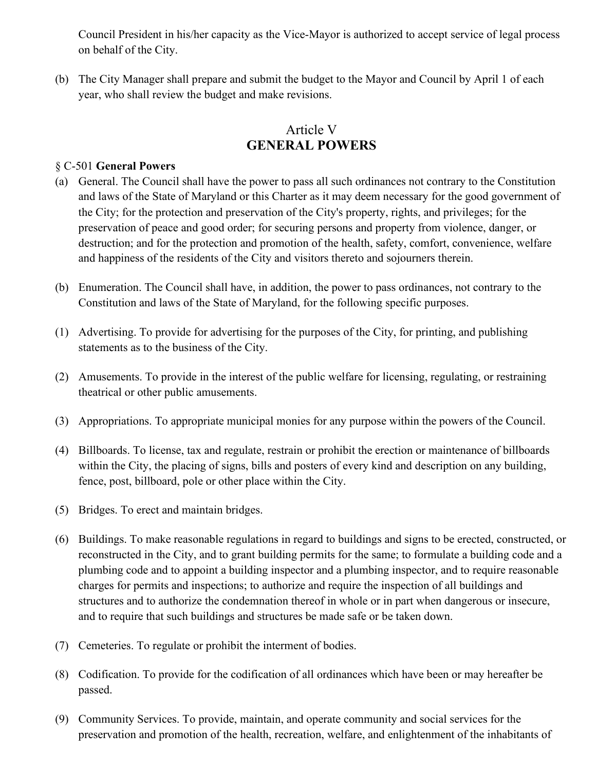Council President in his/her capacity as the Vice-Mayor is authorized to accept service of legal process on behalf of the City.

(b) The City Manager shall prepare and submit the budget to the Mayor and Council by April 1 of each year, who shall review the budget and make revisions.

## Article V
## GENERAL POWERS

§ C-501 **General Powers**

(a) General. The Council shall have the power to pass all such ordinances not contrary to the Constitution and laws of the State of Maryland or this Charter as it may deem necessary for the good government of the City; for the protection and preservation of the City's property, rights, and privileges; for the preservation of peace and good order; for securing persons and property from violence, danger, or destruction; and for the protection and promotion of the health, safety, comfort, convenience, welfare and happiness of the residents of the City and visitors thereto and sojourners therein.

(b) Enumeration. The Council shall have, in addition, the power to pass ordinances, not contrary to the Constitution and laws of the State of Maryland, for the following specific purposes.

(1) Advertising. To provide for advertising for the purposes of the City, for printing, and publishing statements as to the business of the City.

(2) Amusements. To provide in the interest of the public welfare for licensing, regulating, or restraining theatrical or other public amusements.

(3) Appropriations. To appropriate municipal monies for any purpose within the powers of the Council.

(4) Billboards. To license, tax and regulate, restrain or prohibit the erection or maintenance of billboards within the City, the placing of signs, bills and posters of every kind and description on any building, fence, post, billboard, pole or other place within the City.

(5) Bridges. To erect and maintain bridges.

(6) Buildings. To make reasonable regulations in regard to buildings and signs to be erected, constructed, or reconstructed in the City, and to grant building permits for the same; to formulate a building code and a plumbing code and to appoint a building inspector and a plumbing inspector, and to require reasonable charges for permits and inspections; to authorize and require the inspection of all buildings and structures and to authorize the condemnation thereof in whole or in part when dangerous or insecure, and to require that such buildings and structures be made safe or be taken down.

(7) Cemeteries. To regulate or prohibit the interment of bodies.

(8) Codification. To provide for the codification of all ordinances which have been or may hereafter be passed.

(9) Community Services. To provide, maintain, and operate community and social services for the preservation and promotion of the health, recreation, welfare, and enlightenment of the inhabitants of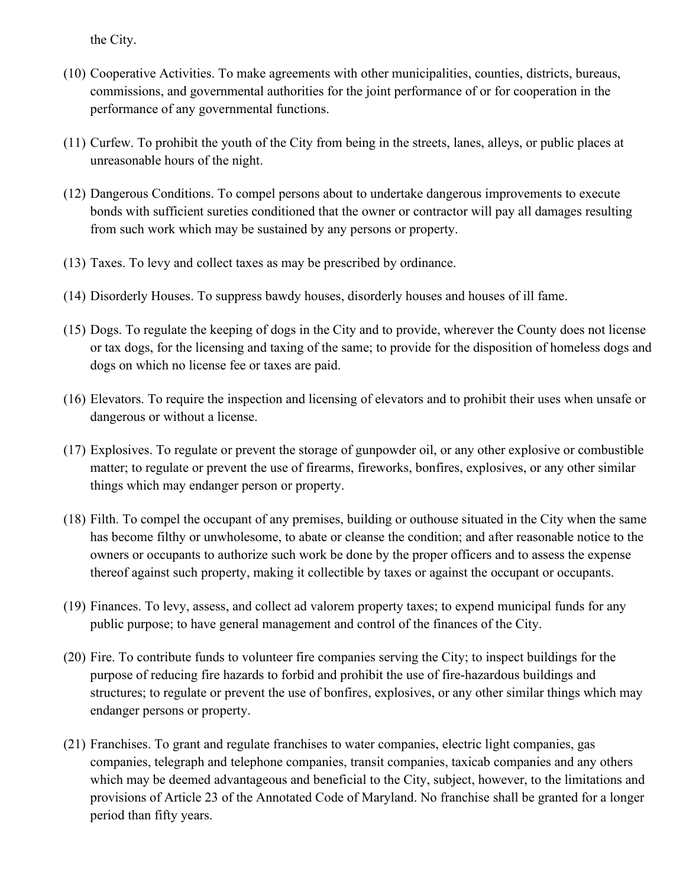the City.

(10) Cooperative Activities. To make agreements with other municipalities, counties, districts, bureaus, commissions, and governmental authorities for the joint performance of or for cooperation in the performance of any governmental functions.

(11) Curfew. To prohibit the youth of the City from being in the streets, lanes, alleys, or public places at unreasonable hours of the night.

(12) Dangerous Conditions. To compel persons about to undertake dangerous improvements to execute bonds with sufficient sureties conditioned that the owner or contractor will pay all damages resulting from such work which may be sustained by any persons or property.

(13) Taxes. To levy and collect taxes as may be prescribed by ordinance.

(14) Disorderly Houses. To suppress bawdy houses, disorderly houses and houses of ill fame.

(15) Dogs. To regulate the keeping of dogs in the City and to provide, wherever the County does not license or tax dogs, for the licensing and taxing of the same; to provide for the disposition of homeless dogs and dogs on which no license fee or taxes are paid.

(16) Elevators. To require the inspection and licensing of elevators and to prohibit their uses when unsafe or dangerous or without a license.

(17) Explosives. To regulate or prevent the storage of gunpowder oil, or any other explosive or combustible matter; to regulate or prevent the use of firearms, fireworks, bonfires, explosives, or any other similar things which may endanger person or property.

(18) Filth. To compel the occupant of any premises, building or outhouse situated in the City when the same has become filthy or unwholesome, to abate or cleanse the condition; and after reasonable notice to the owners or occupants to authorize such work be done by the proper officers and to assess the expense thereof against such property, making it collectible by taxes or against the occupant or occupants.

(19) Finances. To levy, assess, and collect ad valorem property taxes; to expend municipal funds for any public purpose; to have general management and control of the finances of the City.

(20) Fire. To contribute funds to volunteer fire companies serving the City; to inspect buildings for the purpose of reducing fire hazards to forbid and prohibit the use of fire-hazardous buildings and structures; to regulate or prevent the use of bonfires, explosives, or any other similar things which may endanger persons or property.

(21) Franchises. To grant and regulate franchises to water companies, electric light companies, gas companies, telegraph and telephone companies, transit companies, taxicab companies and any others which may be deemed advantageous and beneficial to the City, subject, however, to the limitations and provisions of Article 23 of the Annotated Code of Maryland. No franchise shall be granted for a longer period than fifty years.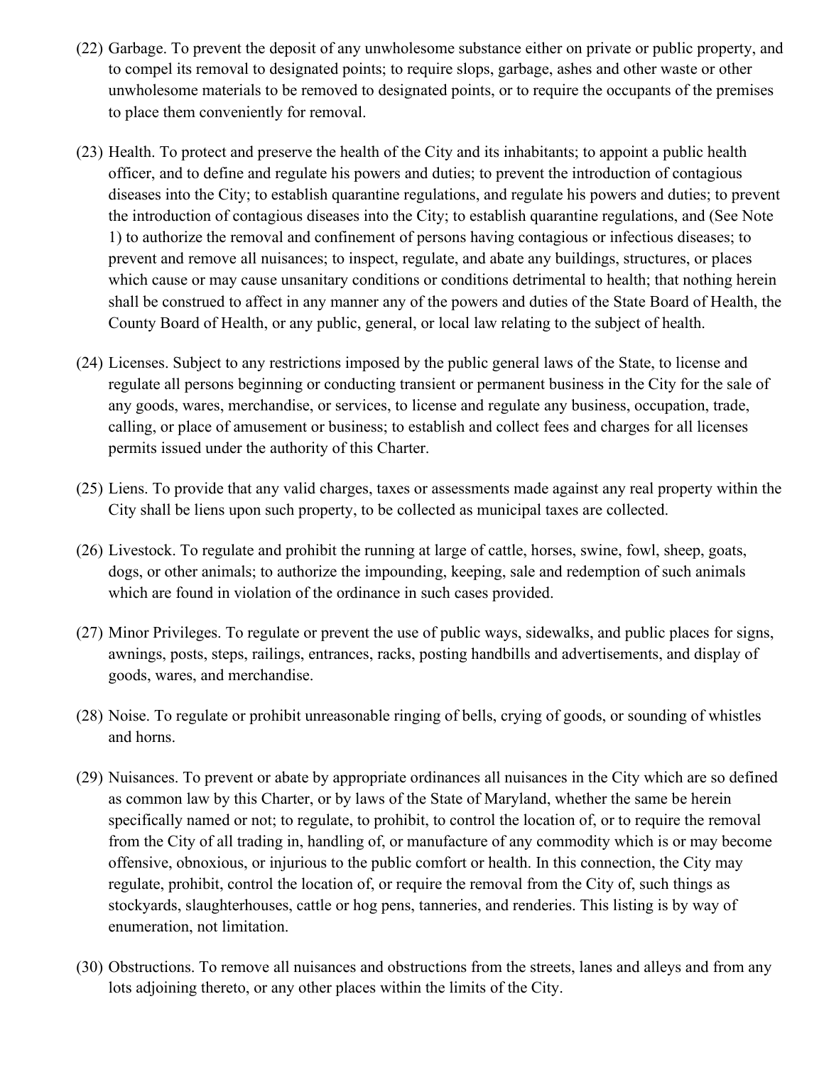(22) Garbage. To prevent the deposit of any unwholesome substance either on private or public property, and to compel its removal to designated points; to require slops, garbage, ashes and other waste or other unwholesome materials to be removed to designated points, or to require the occupants of the premises to place them conveniently for removal.

(23) Health. To protect and preserve the health of the City and its inhabitants; to appoint a public health officer, and to define and regulate his powers and duties; to prevent the introduction of contagious diseases into the City; to establish quarantine regulations, and regulate his powers and duties; to prevent the introduction of contagious diseases into the City; to establish quarantine regulations, and (See Note 1) to authorize the removal and confinement of persons having contagious or infectious diseases; to prevent and remove all nuisances; to inspect, regulate, and abate any buildings, structures, or places which cause or may cause unsanitary conditions or conditions detrimental to health; that nothing herein shall be construed to affect in any manner any of the powers and duties of the State Board of Health, the County Board of Health, or any public, general, or local law relating to the subject of health.

(24) Licenses. Subject to any restrictions imposed by the public general laws of the State, to license and regulate all persons beginning or conducting transient or permanent business in the City for the sale of any goods, wares, merchandise, or services, to license and regulate any business, occupation, trade, calling, or place of amusement or business; to establish and collect fees and charges for all licenses permits issued under the authority of this Charter.

(25) Liens. To provide that any valid charges, taxes or assessments made against any real property within the City shall be liens upon such property, to be collected as municipal taxes are collected.

(26) Livestock. To regulate and prohibit the running at large of cattle, horses, swine, fowl, sheep, goats, dogs, or other animals; to authorize the impounding, keeping, sale and redemption of such animals which are found in violation of the ordinance in such cases provided.

(27) Minor Privileges. To regulate or prevent the use of public ways, sidewalks, and public places for signs, awnings, posts, steps, railings, entrances, racks, posting handbills and advertisements, and display of goods, wares, and merchandise.

(28) Noise. To regulate or prohibit unreasonable ringing of bells, crying of goods, or sounding of whistles and horns.

(29) Nuisances. To prevent or abate by appropriate ordinances all nuisances in the City which are so defined as common law by this Charter, or by laws of the State of Maryland, whether the same be herein specifically named or not; to regulate, to prohibit, to control the location of, or to require the removal from the City of all trading in, handling of, or manufacture of any commodity which is or may become offensive, obnoxious, or injurious to the public comfort or health. In this connection, the City may regulate, prohibit, control the location of, or require the removal from the City of, such things as stockyards, slaughterhouses, cattle or hog pens, tanneries, and renderies. This listing is by way of enumeration, not limitation.

(30) Obstructions. To remove all nuisances and obstructions from the streets, lanes and alleys and from any lots adjoining thereto, or any other places within the limits of the City.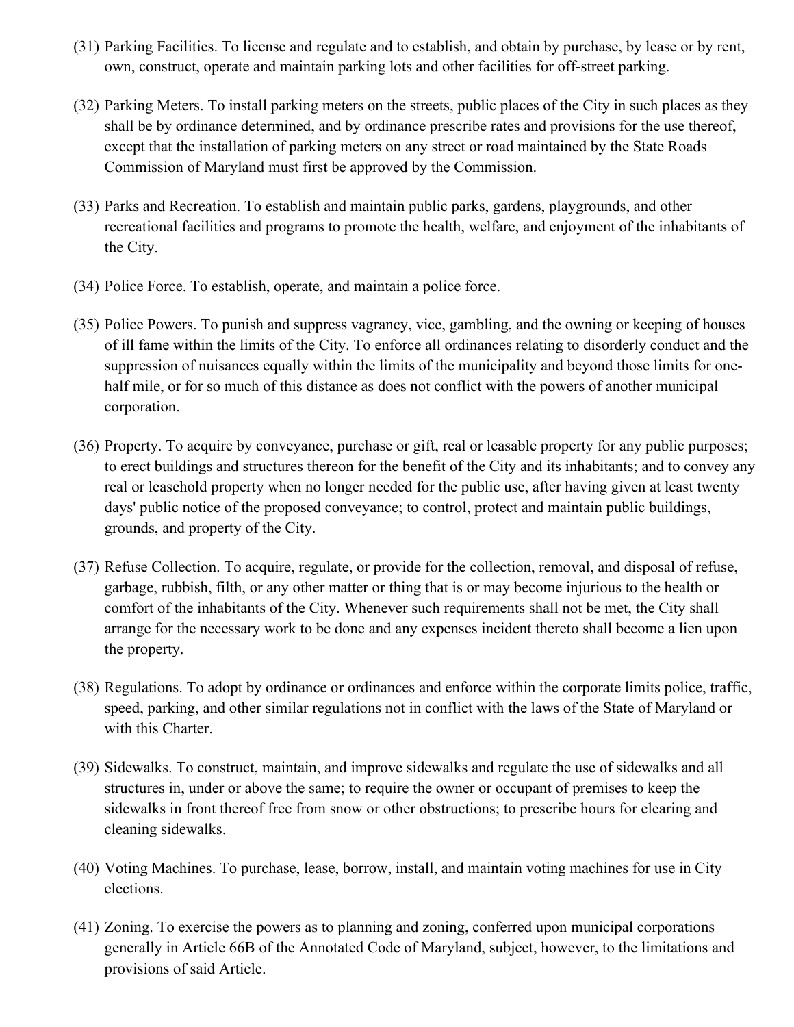(31) Parking Facilities. To license and regulate and to establish, and obtain by purchase, by lease or by rent, own, construct, operate and maintain parking lots and other facilities for off-street parking.

(32) Parking Meters. To install parking meters on the streets, public places of the City in such places as they shall be by ordinance determined, and by ordinance prescribe rates and provisions for the use thereof, except that the installation of parking meters on any street or road maintained by the State Roads Commission of Maryland must first be approved by the Commission.

(33) Parks and Recreation. To establish and maintain public parks, gardens, playgrounds, and other recreational facilities and programs to promote the health, welfare, and enjoyment of the inhabitants of the City.

(34) Police Force. To establish, operate, and maintain a police force.

(35) Police Powers. To punish and suppress vagrancy, vice, gambling, and the owning or keeping of houses of ill fame within the limits of the City. To enforce all ordinances relating to disorderly conduct and the suppression of nuisances equally within the limits of the municipality and beyond those limits for one-half mile, or for so much of this distance as does not conflict with the powers of another municipal corporation.

(36) Property. To acquire by conveyance, purchase or gift, real or leasable property for any public purposes; to erect buildings and structures thereon for the benefit of the City and its inhabitants; and to convey any real or leasehold property when no longer needed for the public use, after having given at least twenty days' public notice of the proposed conveyance; to control, protect and maintain public buildings, grounds, and property of the City.

(37) Refuse Collection. To acquire, regulate, or provide for the collection, removal, and disposal of refuse, garbage, rubbish, filth, or any other matter or thing that is or may become injurious to the health or comfort of the inhabitants of the City. Whenever such requirements shall not be met, the City shall arrange for the necessary work to be done and any expenses incident thereto shall become a lien upon the property.

(38) Regulations. To adopt by ordinance or ordinances and enforce within the corporate limits police, traffic, speed, parking, and other similar regulations not in conflict with the laws of the State of Maryland or with this Charter.

(39) Sidewalks. To construct, maintain, and improve sidewalks and regulate the use of sidewalks and all structures in, under or above the same; to require the owner or occupant of premises to keep the sidewalks in front thereof free from snow or other obstructions; to prescribe hours for clearing and cleaning sidewalks.

(40) Voting Machines. To purchase, lease, borrow, install, and maintain voting machines for use in City elections.

(41) Zoning. To exercise the powers as to planning and zoning, conferred upon municipal corporations generally in Article 66B of the Annotated Code of Maryland, subject, however, to the limitations and provisions of said Article.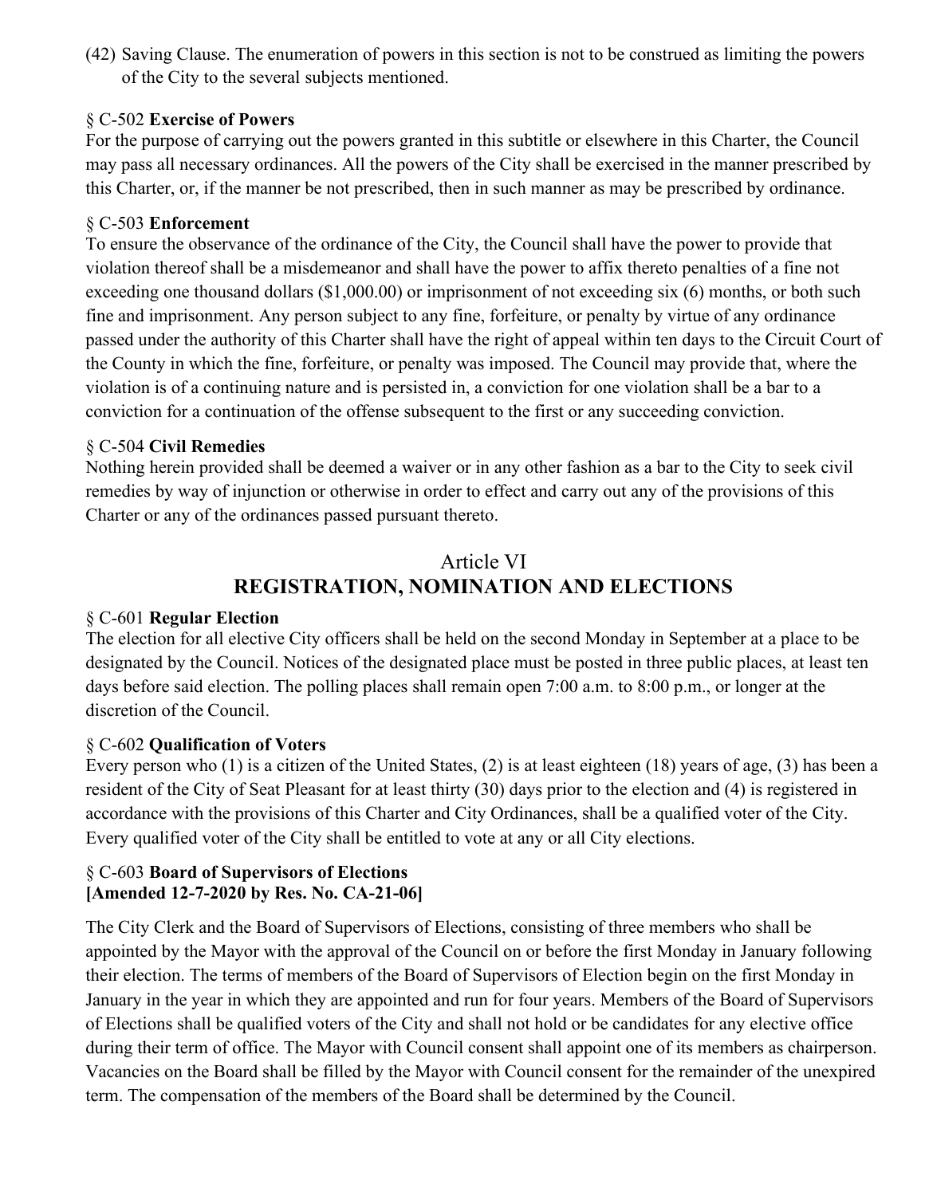(42) Saving Clause. The enumeration of powers in this section is not to be construed as limiting the powers of the City to the several subjects mentioned.

§ C-502 **Exercise of Powers**

For the purpose of carrying out the powers granted in this subtitle or elsewhere in this Charter, the Council may pass all necessary ordinances. All the powers of the City shall be exercised in the manner prescribed by this Charter, or, if the manner be not prescribed, then in such manner as may be prescribed by ordinance.

§ C-503 **Enforcement**

To ensure the observance of the ordinance of the City, the Council shall have the power to provide that violation thereof shall be a misdemeanor and shall have the power to affix thereto penalties of a fine not exceeding one thousand dollars ($1,000.00) or imprisonment of not exceeding six (6) months, or both such fine and imprisonment. Any person subject to any fine, forfeiture, or penalty by virtue of any ordinance passed under the authority of this Charter shall have the right of appeal within ten days to the Circuit Court of the County in which the fine, forfeiture, or penalty was imposed. The Council may provide that, where the violation is of a continuing nature and is persisted in, a conviction for one violation shall be a bar to a conviction for a continuation of the offense subsequent to the first or any succeeding conviction.

§ C-504 **Civil Remedies**

Nothing herein provided shall be deemed a waiver or in any other fashion as a bar to the City to seek civil remedies by way of injunction or otherwise in order to effect and carry out any of the provisions of this Charter or any of the ordinances passed pursuant thereto.

## Article VI
## REGISTRATION, NOMINATION AND ELECTIONS

§ C-601 **Regular Election**

The election for all elective City officers shall be held on the second Monday in September at a place to be designated by the Council. Notices of the designated place must be posted in three public places, at least ten days before said election. The polling places shall remain open 7:00 a.m. to 8:00 p.m., or longer at the discretion of the Council.

§ C-602 **Qualification of Voters**

Every person who (1) is a citizen of the United States, (2) is at least eighteen (18) years of age, (3) has been a resident of the City of Seat Pleasant for at least thirty (30) days prior to the election and (4) is registered in accordance with the provisions of this Charter and City Ordinances, shall be a qualified voter of the City. Every qualified voter of the City shall be entitled to vote at any or all City elections.

§ C-603 **Board of Supervisors of Elections**
**[Amended 12-7-2020 by Res. No. CA-21-06]**

The City Clerk and the Board of Supervisors of Elections, consisting of three members who shall be appointed by the Mayor with the approval of the Council on or before the first Monday in January following their election. The terms of members of the Board of Supervisors of Election begin on the first Monday in January in the year in which they are appointed and run for four years. Members of the Board of Supervisors of Elections shall be qualified voters of the City and shall not hold or be candidates for any elective office during their term of office. The Mayor with Council consent shall appoint one of its members as chairperson. Vacancies on the Board shall be filled by the Mayor with Council consent for the remainder of the unexpired term. The compensation of the members of the Board shall be determined by the Council.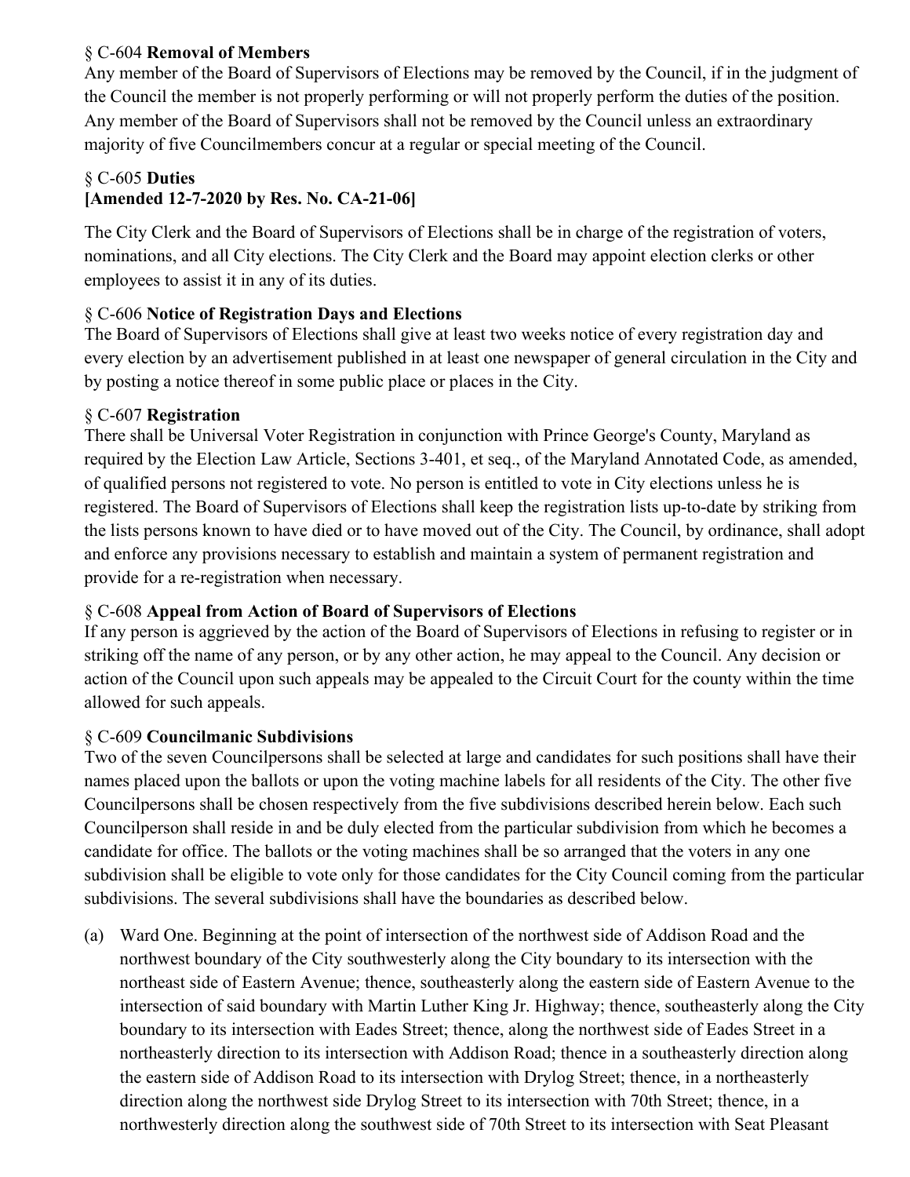§ C-604 **Removal of Members**

Any member of the Board of Supervisors of Elections may be removed by the Council, if in the judgment of the Council the member is not properly performing or will not properly perform the duties of the position. Any member of the Board of Supervisors shall not be removed by the Council unless an extraordinary majority of five Councilmembers concur at a regular or special meeting of the Council.

§ C-605 **Duties**
**[Amended 12-7-2020 by Res. No. CA-21-06]**

The City Clerk and the Board of Supervisors of Elections shall be in charge of the registration of voters, nominations, and all City elections. The City Clerk and the Board may appoint election clerks or other employees to assist it in any of its duties.

§ C-606 **Notice of Registration Days and Elections**

The Board of Supervisors of Elections shall give at least two weeks notice of every registration day and every election by an advertisement published in at least one newspaper of general circulation in the City and by posting a notice thereof in some public place or places in the City.

§ C-607 **Registration**

There shall be Universal Voter Registration in conjunction with Prince George's County, Maryland as required by the Election Law Article, Sections 3-401, et seq., of the Maryland Annotated Code, as amended, of qualified persons not registered to vote. No person is entitled to vote in City elections unless he is registered. The Board of Supervisors of Elections shall keep the registration lists up-to-date by striking from the lists persons known to have died or to have moved out of the City. The Council, by ordinance, shall adopt and enforce any provisions necessary to establish and maintain a system of permanent registration and provide for a re-registration when necessary.

§ C-608 **Appeal from Action of Board of Supervisors of Elections**

If any person is aggrieved by the action of the Board of Supervisors of Elections in refusing to register or in striking off the name of any person, or by any other action, he may appeal to the Council. Any decision or action of the Council upon such appeals may be appealed to the Circuit Court for the county within the time allowed for such appeals.

§ C-609 **Councilmanic Subdivisions**

Two of the seven Councilpersons shall be selected at large and candidates for such positions shall have their names placed upon the ballots or upon the voting machine labels for all residents of the City. The other five Councilpersons shall be chosen respectively from the five subdivisions described herein below. Each such Councilperson shall reside in and be duly elected from the particular subdivision from which he becomes a candidate for office. The ballots or the voting machines shall be so arranged that the voters in any one subdivision shall be eligible to vote only for those candidates for the City Council coming from the particular subdivisions. The several subdivisions shall have the boundaries as described below.

(a) Ward One. Beginning at the point of intersection of the northwest side of Addison Road and the northwest boundary of the City southwesterly along the City boundary to its intersection with the northeast side of Eastern Avenue; thence, southeasterly along the eastern side of Eastern Avenue to the intersection of said boundary with Martin Luther King Jr. Highway; thence, southeasterly along the City boundary to its intersection with Eades Street; thence, along the northwest side of Eades Street in a northeasterly direction to its intersection with Addison Road; thence in a southeasterly direction along the eastern side of Addison Road to its intersection with Drylog Street; thence, in a northeasterly direction along the northwest side Drylog Street to its intersection with 70th Street; thence, in a northwesterly direction along the southwest side of 70th Street to its intersection with Seat Pleasant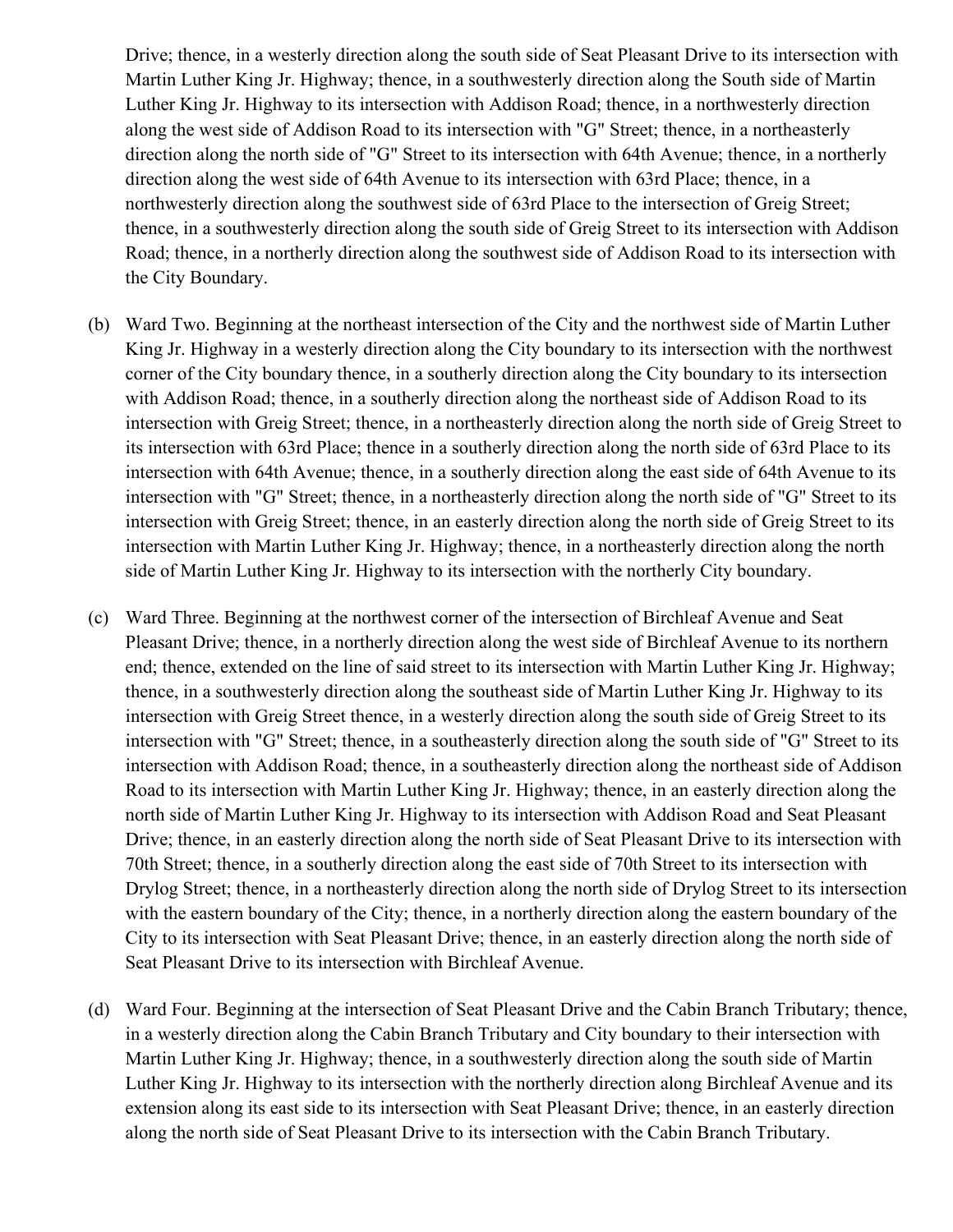Drive; thence, in a westerly direction along the south side of Seat Pleasant Drive to its intersection with Martin Luther King Jr. Highway; thence, in a southwesterly direction along the South side of Martin Luther King Jr. Highway to its intersection with Addison Road; thence, in a northwesterly direction along the west side of Addison Road to its intersection with "G" Street; thence, in a northeasterly direction along the north side of "G" Street to its intersection with 64th Avenue; thence, in a northerly direction along the west side of 64th Avenue to its intersection with 63rd Place; thence, in a northwesterly direction along the southwest side of 63rd Place to the intersection of Greig Street; thence, in a southwesterly direction along the south side of Greig Street to its intersection with Addison Road; thence, in a northerly direction along the southwest side of Addison Road to its intersection with the City Boundary.

(b) Ward Two. Beginning at the northeast intersection of the City and the northwest side of Martin Luther King Jr. Highway in a westerly direction along the City boundary to its intersection with the northwest corner of the City boundary thence, in a southerly direction along the City boundary to its intersection with Addison Road; thence, in a southerly direction along the northeast side of Addison Road to its intersection with Greig Street; thence, in a northeasterly direction along the north side of Greig Street to its intersection with 63rd Place; thence in a southerly direction along the north side of 63rd Place to its intersection with 64th Avenue; thence, in a southerly direction along the east side of 64th Avenue to its intersection with "G" Street; thence, in a northeasterly direction along the north side of "G" Street to its intersection with Greig Street; thence, in an easterly direction along the north side of Greig Street to its intersection with Martin Luther King Jr. Highway; thence, in a northeasterly direction along the north side of Martin Luther King Jr. Highway to its intersection with the northerly City boundary.

(c) Ward Three. Beginning at the northwest corner of the intersection of Birchleaf Avenue and Seat Pleasant Drive; thence, in a northerly direction along the west side of Birchleaf Avenue to its northern end; thence, extended on the line of said street to its intersection with Martin Luther King Jr. Highway; thence, in a southwesterly direction along the southeast side of Martin Luther King Jr. Highway to its intersection with Greig Street thence, in a westerly direction along the south side of Greig Street to its intersection with "G" Street; thence, in a southeasterly direction along the south side of "G" Street to its intersection with Addison Road; thence, in a southeasterly direction along the northeast side of Addison Road to its intersection with Martin Luther King Jr. Highway; thence, in an easterly direction along the north side of Martin Luther King Jr. Highway to its intersection with Addison Road and Seat Pleasant Drive; thence, in an easterly direction along the north side of Seat Pleasant Drive to its intersection with 70th Street; thence, in a southerly direction along the east side of 70th Street to its intersection with Drylog Street; thence, in a northeasterly direction along the north side of Drylog Street to its intersection with the eastern boundary of the City; thence, in a northerly direction along the eastern boundary of the City to its intersection with Seat Pleasant Drive; thence, in an easterly direction along the north side of Seat Pleasant Drive to its intersection with Birchleaf Avenue.

(d) Ward Four. Beginning at the intersection of Seat Pleasant Drive and the Cabin Branch Tributary; thence, in a westerly direction along the Cabin Branch Tributary and City boundary to their intersection with Martin Luther King Jr. Highway; thence, in a southwesterly direction along the south side of Martin Luther King Jr. Highway to its intersection with the northerly direction along Birchleaf Avenue and its extension along its east side to its intersection with Seat Pleasant Drive; thence, in an easterly direction along the north side of Seat Pleasant Drive to its intersection with the Cabin Branch Tributary.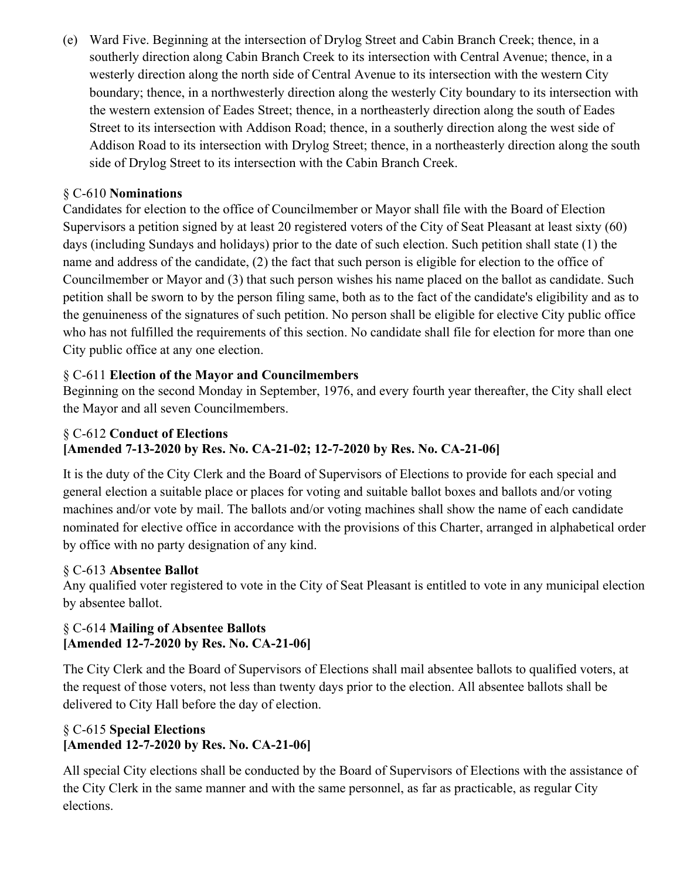(e) Ward Five. Beginning at the intersection of Drylog Street and Cabin Branch Creek; thence, in a southerly direction along Cabin Branch Creek to its intersection with Central Avenue; thence, in a westerly direction along the north side of Central Avenue to its intersection with the western City boundary; thence, in a northwesterly direction along the westerly City boundary to its intersection with the western extension of Eades Street; thence, in a northeasterly direction along the south of Eades Street to its intersection with Addison Road; thence, in a southerly direction along the west side of Addison Road to its intersection with Drylog Street; thence, in a northeasterly direction along the south side of Drylog Street to its intersection with the Cabin Branch Creek.

§ C-610 **Nominations**

Candidates for election to the office of Councilmember or Mayor shall file with the Board of Election Supervisors a petition signed by at least 20 registered voters of the City of Seat Pleasant at least sixty (60) days (including Sundays and holidays) prior to the date of such election. Such petition shall state (1) the name and address of the candidate, (2) the fact that such person is eligible for election to the office of Councilmember or Mayor and (3) that such person wishes his name placed on the ballot as candidate. Such petition shall be sworn to by the person filing same, both as to the fact of the candidate's eligibility and as to the genuineness of the signatures of such petition. No person shall be eligible for elective City public office who has not fulfilled the requirements of this section. No candidate shall file for election for more than one City public office at any one election.

§ C-611 **Election of the Mayor and Councilmembers**

Beginning on the second Monday in September, 1976, and every fourth year thereafter, the City shall elect the Mayor and all seven Councilmembers.

§ C-612 **Conduct of Elections**
**[Amended 7-13-2020 by Res. No. CA-21-02; 12-7-2020 by Res. No. CA-21-06]**

It is the duty of the City Clerk and the Board of Supervisors of Elections to provide for each special and general election a suitable place or places for voting and suitable ballot boxes and ballots and/or voting machines and/or vote by mail. The ballots and/or voting machines shall show the name of each candidate nominated for elective office in accordance with the provisions of this Charter, arranged in alphabetical order by office with no party designation of any kind.

§ C-613 **Absentee Ballot**

Any qualified voter registered to vote in the City of Seat Pleasant is entitled to vote in any municipal election by absentee ballot.

§ C-614 **Mailing of Absentee Ballots**
**[Amended 12-7-2020 by Res. No. CA-21-06]**

The City Clerk and the Board of Supervisors of Elections shall mail absentee ballots to qualified voters, at the request of those voters, not less than twenty days prior to the election. All absentee ballots shall be delivered to City Hall before the day of election.

§ C-615 **Special Elections**
**[Amended 12-7-2020 by Res. No. CA-21-06]**

All special City elections shall be conducted by the Board of Supervisors of Elections with the assistance of the City Clerk in the same manner and with the same personnel, as far as practicable, as regular City elections.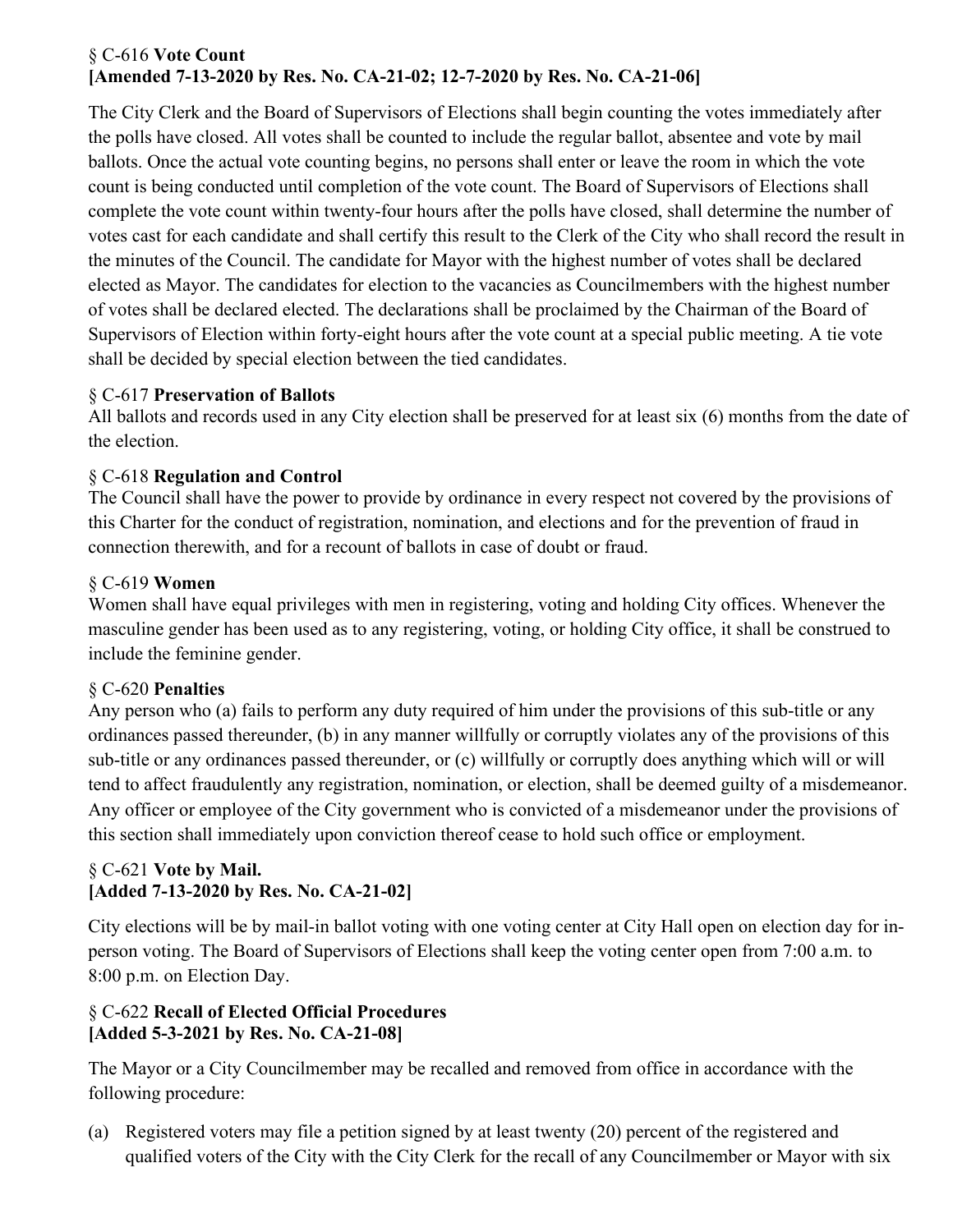§ C-616 **Vote Count**
**[Amended 7-13-2020 by Res. No. CA-21-02; 12-7-2020 by Res. No. CA-21-06]**

The City Clerk and the Board of Supervisors of Elections shall begin counting the votes immediately after the polls have closed. All votes shall be counted to include the regular ballot, absentee and vote by mail ballots. Once the actual vote counting begins, no persons shall enter or leave the room in which the vote count is being conducted until completion of the vote count. The Board of Supervisors of Elections shall complete the vote count within twenty-four hours after the polls have closed, shall determine the number of votes cast for each candidate and shall certify this result to the Clerk of the City who shall record the result in the minutes of the Council. The candidate for Mayor with the highest number of votes shall be declared elected as Mayor. The candidates for election to the vacancies as Councilmembers with the highest number of votes shall be declared elected. The declarations shall be proclaimed by the Chairman of the Board of Supervisors of Election within forty-eight hours after the vote count at a special public meeting. A tie vote shall be decided by special election between the tied candidates.

§ C-617 **Preservation of Ballots**
All ballots and records used in any City election shall be preserved for at least six (6) months from the date of the election.

§ C-618 **Regulation and Control**
The Council shall have the power to provide by ordinance in every respect not covered by the provisions of this Charter for the conduct of registration, nomination, and elections and for the prevention of fraud in connection therewith, and for a recount of ballots in case of doubt or fraud.

§ C-619 **Women**
Women shall have equal privileges with men in registering, voting and holding City offices. Whenever the masculine gender has been used as to any registering, voting, or holding City office, it shall be construed to include the feminine gender.

§ C-620 **Penalties**
Any person who (a) fails to perform any duty required of him under the provisions of this sub-title or any ordinances passed thereunder, (b) in any manner willfully or corruptly violates any of the provisions of this sub-title or any ordinances passed thereunder, or (c) willfully or corruptly does anything which will or will tend to affect fraudulently any registration, nomination, or election, shall be deemed guilty of a misdemeanor. Any officer or employee of the City government who is convicted of a misdemeanor under the provisions of this section shall immediately upon conviction thereof cease to hold such office or employment.

§ C-621 **Vote by Mail.**
**[Added 7-13-2020 by Res. No. CA-21-02]**

City elections will be by mail-in ballot voting with one voting center at City Hall open on election day for in-person voting. The Board of Supervisors of Elections shall keep the voting center open from 7:00 a.m. to 8:00 p.m. on Election Day.

§ C-622 **Recall of Elected Official Procedures**
**[Added 5-3-2021 by Res. No. CA-21-08]**

The Mayor or a City Councilmember may be recalled and removed from office in accordance with the following procedure:

(a) Registered voters may file a petition signed by at least twenty (20) percent of the registered and qualified voters of the City with the City Clerk for the recall of any Councilmember or Mayor with six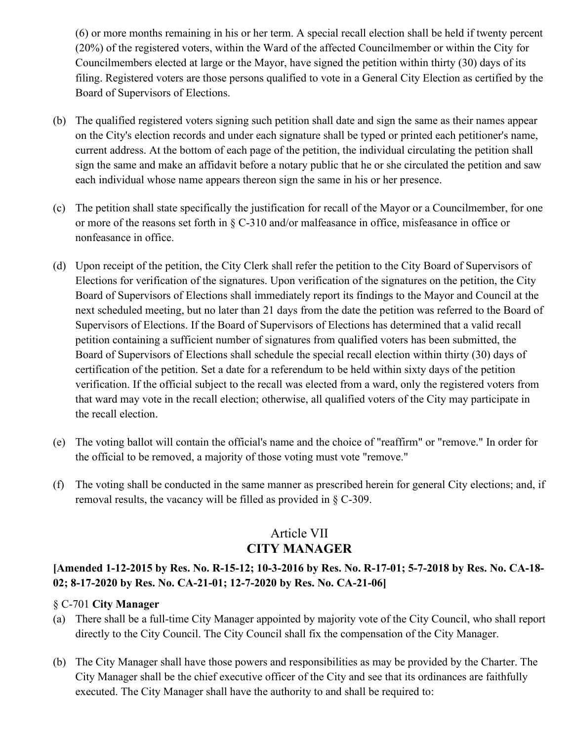(6) or more months remaining in his or her term. A special recall election shall be held if twenty percent (20%) of the registered voters, within the Ward of the affected Councilmember or within the City for Councilmembers elected at large or the Mayor, have signed the petition within thirty (30) days of its filing. Registered voters are those persons qualified to vote in a General City Election as certified by the Board of Supervisors of Elections.

(b) The qualified registered voters signing such petition shall date and sign the same as their names appear on the City's election records and under each signature shall be typed or printed each petitioner's name, current address. At the bottom of each page of the petition, the individual circulating the petition shall sign the same and make an affidavit before a notary public that he or she circulated the petition and saw each individual whose name appears thereon sign the same in his or her presence.

(c) The petition shall state specifically the justification for recall of the Mayor or a Councilmember, for one or more of the reasons set forth in § C-310 and/or malfeasance in office, misfeasance in office or nonfeasance in office.

(d) Upon receipt of the petition, the City Clerk shall refer the petition to the City Board of Supervisors of Elections for verification of the signatures. Upon verification of the signatures on the petition, the City Board of Supervisors of Elections shall immediately report its findings to the Mayor and Council at the next scheduled meeting, but no later than 21 days from the date the petition was referred to the Board of Supervisors of Elections. If the Board of Supervisors of Elections has determined that a valid recall petition containing a sufficient number of signatures from qualified voters has been submitted, the Board of Supervisors of Elections shall schedule the special recall election within thirty (30) days of certification of the petition. Set a date for a referendum to be held within sixty days of the petition verification. If the official subject to the recall was elected from a ward, only the registered voters from that ward may vote in the recall election; otherwise, all qualified voters of the City may participate in the recall election.

(e) The voting ballot will contain the official's name and the choice of "reaffirm" or "remove." In order for the official to be removed, a majority of those voting must vote "remove."

(f) The voting shall be conducted in the same manner as prescribed herein for general City elections; and, if removal results, the vacancy will be filled as provided in § C-309.

## Article VII
## CITY MANAGER

**[Amended 1-12-2015 by Res. No. R-15-12; 10-3-2016 by Res. No. R-17-01; 5-7-2018 by Res. No. CA-18-02; 8-17-2020 by Res. No. CA-21-01; 12-7-2020 by Res. No. CA-21-06]**

### § C-701 **City Manager**

(a) There shall be a full-time City Manager appointed by majority vote of the City Council, who shall report directly to the City Council. The City Council shall fix the compensation of the City Manager.

(b) The City Manager shall have those powers and responsibilities as may be provided by the Charter. The City Manager shall be the chief executive officer of the City and see that its ordinances are faithfully executed. The City Manager shall have the authority to and shall be required to: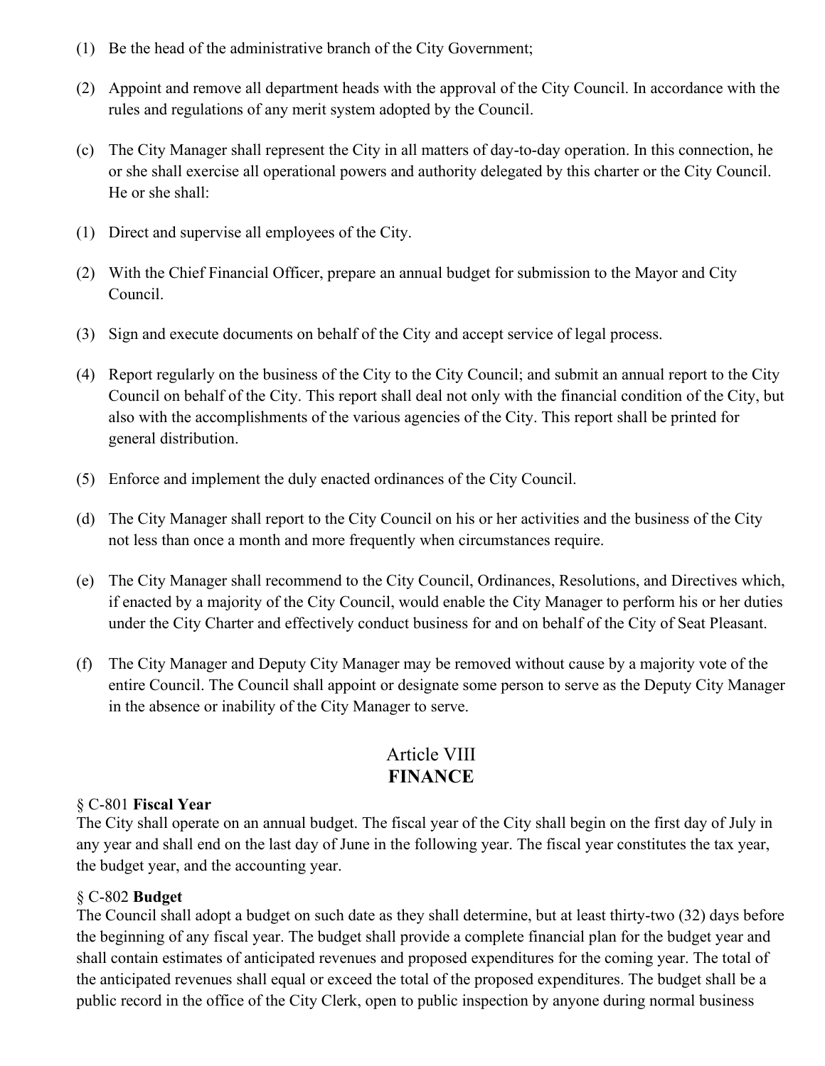(1) Be the head of the administrative branch of the City Government;

(2) Appoint and remove all department heads with the approval of the City Council. In accordance with the rules and regulations of any merit system adopted by the Council.

(c) The City Manager shall represent the City in all matters of day-to-day operation. In this connection, he or she shall exercise all operational powers and authority delegated by this charter or the City Council. He or she shall:

(1) Direct and supervise all employees of the City.

(2) With the Chief Financial Officer, prepare an annual budget for submission to the Mayor and City Council.

(3) Sign and execute documents on behalf of the City and accept service of legal process.

(4) Report regularly on the business of the City to the City Council; and submit an annual report to the City Council on behalf of the City. This report shall deal not only with the financial condition of the City, but also with the accomplishments of the various agencies of the City. This report shall be printed for general distribution.

(5) Enforce and implement the duly enacted ordinances of the City Council.

(d) The City Manager shall report to the City Council on his or her activities and the business of the City not less than once a month and more frequently when circumstances require.

(e) The City Manager shall recommend to the City Council, Ordinances, Resolutions, and Directives which, if enacted by a majority of the City Council, would enable the City Manager to perform his or her duties under the City Charter and effectively conduct business for and on behalf of the City of Seat Pleasant.

(f) The City Manager and Deputy City Manager may be removed without cause by a majority vote of the entire Council. The Council shall appoint or designate some person to serve as the Deputy City Manager in the absence or inability of the City Manager to serve.

## Article VIII
## FINANCE

§ C-801 **Fiscal Year**
The City shall operate on an annual budget. The fiscal year of the City shall begin on the first day of July in any year and shall end on the last day of June in the following year. The fiscal year constitutes the tax year, the budget year, and the accounting year.

§ C-802 **Budget**
The Council shall adopt a budget on such date as they shall determine, but at least thirty-two (32) days before the beginning of any fiscal year. The budget shall provide a complete financial plan for the budget year and shall contain estimates of anticipated revenues and proposed expenditures for the coming year. The total of the anticipated revenues shall equal or exceed the total of the proposed expenditures. The budget shall be a public record in the office of the City Clerk, open to public inspection by anyone during normal business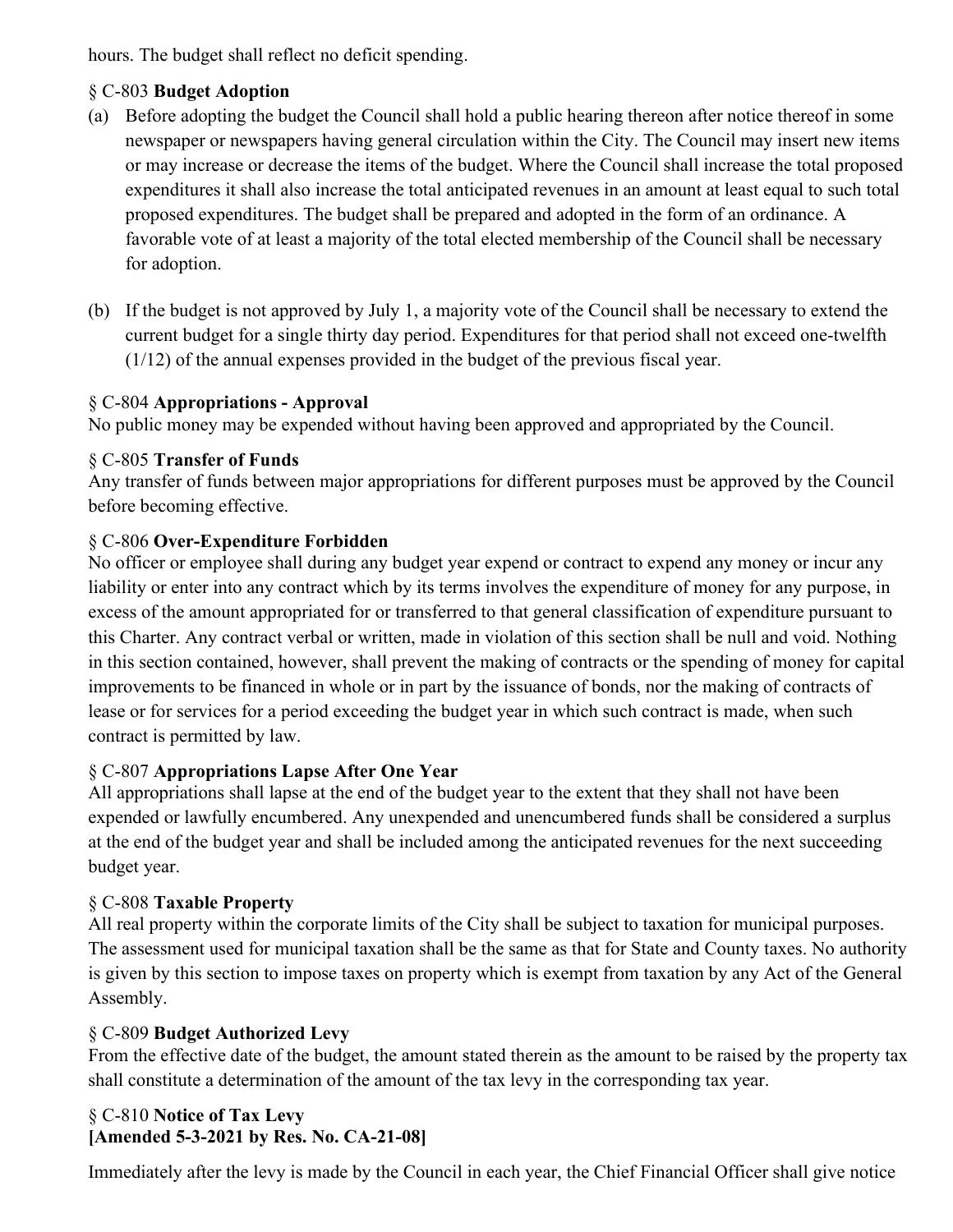hours. The budget shall reflect no deficit spending.

§ C-803 **Budget Adoption**

(a) Before adopting the budget the Council shall hold a public hearing thereon after notice thereof in some newspaper or newspapers having general circulation within the City. The Council may insert new items or may increase or decrease the items of the budget. Where the Council shall increase the total proposed expenditures it shall also increase the total anticipated revenues in an amount at least equal to such total proposed expenditures. The budget shall be prepared and adopted in the form of an ordinance. A favorable vote of at least a majority of the total elected membership of the Council shall be necessary for adoption.

(b) If the budget is not approved by July 1, a majority vote of the Council shall be necessary to extend the current budget for a single thirty day period. Expenditures for that period shall not exceed one-twelfth (1/12) of the annual expenses provided in the budget of the previous fiscal year.

§ C-804 **Appropriations - Approval**

No public money may be expended without having been approved and appropriated by the Council.

§ C-805 **Transfer of Funds**

Any transfer of funds between major appropriations for different purposes must be approved by the Council before becoming effective.

§ C-806 **Over-Expenditure Forbidden**

No officer or employee shall during any budget year expend or contract to expend any money or incur any liability or enter into any contract which by its terms involves the expenditure of money for any purpose, in excess of the amount appropriated for or transferred to that general classification of expenditure pursuant to this Charter. Any contract verbal or written, made in violation of this section shall be null and void. Nothing in this section contained, however, shall prevent the making of contracts or the spending of money for capital improvements to be financed in whole or in part by the issuance of bonds, nor the making of contracts of lease or for services for a period exceeding the budget year in which such contract is made, when such contract is permitted by law.

§ C-807 **Appropriations Lapse After One Year**

All appropriations shall lapse at the end of the budget year to the extent that they shall not have been expended or lawfully encumbered. Any unexpended and unencumbered funds shall be considered a surplus at the end of the budget year and shall be included among the anticipated revenues for the next succeeding budget year.

§ C-808 **Taxable Property**

All real property within the corporate limits of the City shall be subject to taxation for municipal purposes. The assessment used for municipal taxation shall be the same as that for State and County taxes. No authority is given by this section to impose taxes on property which is exempt from taxation by any Act of the General Assembly.

§ C-809 **Budget Authorized Levy**

From the effective date of the budget, the amount stated therein as the amount to be raised by the property tax shall constitute a determination of the amount of the tax levy in the corresponding tax year.

§ C-810 **Notice of Tax Levy**
**[Amended 5-3-2021 by Res. No. CA-21-08]**

Immediately after the levy is made by the Council in each year, the Chief Financial Officer shall give notice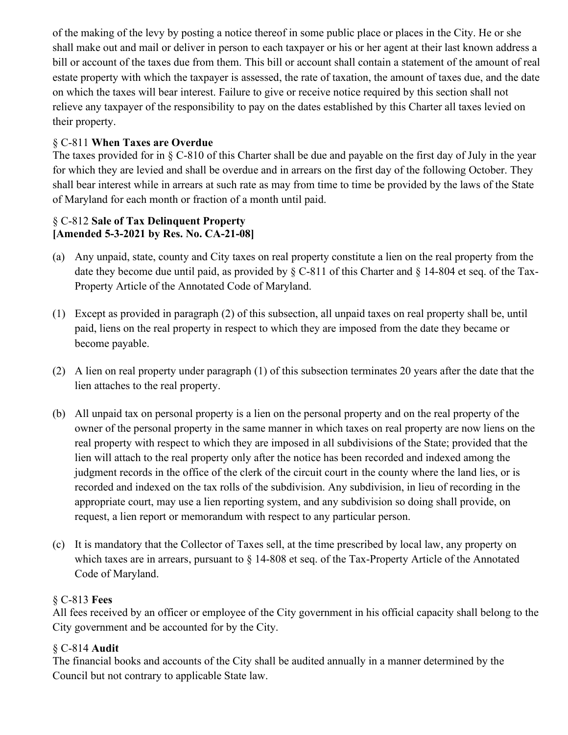of the making of the levy by posting a notice thereof in some public place or places in the City. He or she shall make out and mail or deliver in person to each taxpayer or his or her agent at their last known address a bill or account of the taxes due from them. This bill or account shall contain a statement of the amount of real estate property with which the taxpayer is assessed, the rate of taxation, the amount of taxes due, and the date on which the taxes will bear interest. Failure to give or receive notice required by this section shall not relieve any taxpayer of the responsibility to pay on the dates established by this Charter all taxes levied on their property.

§ C-811 **When Taxes are Overdue**

The taxes provided for in § C-810 of this Charter shall be due and payable on the first day of July in the year for which they are levied and shall be overdue and in arrears on the first day of the following October. They shall bear interest while in arrears at such rate as may from time to time be provided by the laws of the State of Maryland for each month or fraction of a month until paid.

§ C-812 **Sale of Tax Delinquent Property**
**[Amended 5-3-2021 by Res. No. CA-21-08]**

(a) Any unpaid, state, county and City taxes on real property constitute a lien on the real property from the date they become due until paid, as provided by § C-811 of this Charter and § 14-804 et seq. of the Tax-Property Article of the Annotated Code of Maryland.

(1) Except as provided in paragraph (2) of this subsection, all unpaid taxes on real property shall be, until paid, liens on the real property in respect to which they are imposed from the date they became or become payable.

(2) A lien on real property under paragraph (1) of this subsection terminates 20 years after the date that the lien attaches to the real property.

(b) All unpaid tax on personal property is a lien on the personal property and on the real property of the owner of the personal property in the same manner in which taxes on real property are now liens on the real property with respect to which they are imposed in all subdivisions of the State; provided that the lien will attach to the real property only after the notice has been recorded and indexed among the judgment records in the office of the clerk of the circuit court in the county where the land lies, or is recorded and indexed on the tax rolls of the subdivision. Any subdivision, in lieu of recording in the appropriate court, may use a lien reporting system, and any subdivision so doing shall provide, on request, a lien report or memorandum with respect to any particular person.

(c) It is mandatory that the Collector of Taxes sell, at the time prescribed by local law, any property on which taxes are in arrears, pursuant to § 14-808 et seq. of the Tax-Property Article of the Annotated Code of Maryland.

§ C-813 **Fees**

All fees received by an officer or employee of the City government in his official capacity shall belong to the City government and be accounted for by the City.

§ C-814 **Audit**

The financial books and accounts of the City shall be audited annually in a manner determined by the Council but not contrary to applicable State law.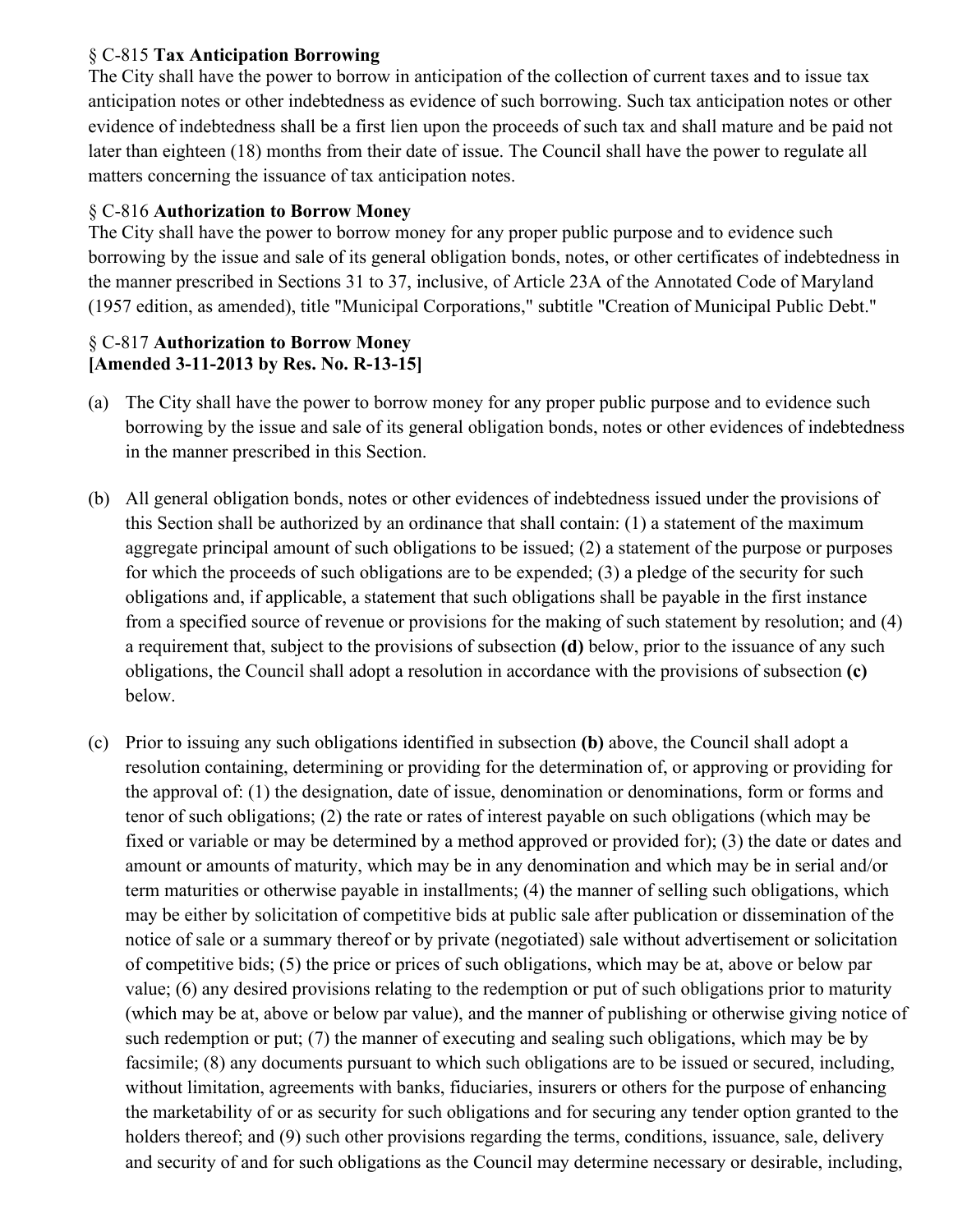§ C-815 **Tax Anticipation Borrowing**

The City shall have the power to borrow in anticipation of the collection of current taxes and to issue tax anticipation notes or other indebtedness as evidence of such borrowing. Such tax anticipation notes or other evidence of indebtedness shall be a first lien upon the proceeds of such tax and shall mature and be paid not later than eighteen (18) months from their date of issue. The Council shall have the power to regulate all matters concerning the issuance of tax anticipation notes.

§ C-816 **Authorization to Borrow Money**

The City shall have the power to borrow money for any proper public purpose and to evidence such borrowing by the issue and sale of its general obligation bonds, notes, or other certificates of indebtedness in the manner prescribed in Sections 31 to 37, inclusive, of Article 23A of the Annotated Code of Maryland (1957 edition, as amended), title "Municipal Corporations," subtitle "Creation of Municipal Public Debt."

§ C-817 **Authorization to Borrow Money**
**[Amended 3-11-2013 by Res. No. R-13-15]**

(a) The City shall have the power to borrow money for any proper public purpose and to evidence such borrowing by the issue and sale of its general obligation bonds, notes or other evidences of indebtedness in the manner prescribed in this Section.

(b) All general obligation bonds, notes or other evidences of indebtedness issued under the provisions of this Section shall be authorized by an ordinance that shall contain: (1) a statement of the maximum aggregate principal amount of such obligations to be issued; (2) a statement of the purpose or purposes for which the proceeds of such obligations are to be expended; (3) a pledge of the security for such obligations and, if applicable, a statement that such obligations shall be payable in the first instance from a specified source of revenue or provisions for the making of such statement by resolution; and (4) a requirement that, subject to the provisions of subsection **(d)** below, prior to the issuance of any such obligations, the Council shall adopt a resolution in accordance with the provisions of subsection **(c)** below.

(c) Prior to issuing any such obligations identified in subsection **(b)** above, the Council shall adopt a resolution containing, determining or providing for the determination of, or approving or providing for the approval of: (1) the designation, date of issue, denomination or denominations, form or forms and tenor of such obligations; (2) the rate or rates of interest payable on such obligations (which may be fixed or variable or may be determined by a method approved or provided for); (3) the date or dates and amount or amounts of maturity, which may be in any denomination and which may be in serial and/or term maturities or otherwise payable in installments; (4) the manner of selling such obligations, which may be either by solicitation of competitive bids at public sale after publication or dissemination of the notice of sale or a summary thereof or by private (negotiated) sale without advertisement or solicitation of competitive bids; (5) the price or prices of such obligations, which may be at, above or below par value; (6) any desired provisions relating to the redemption or put of such obligations prior to maturity (which may be at, above or below par value), and the manner of publishing or otherwise giving notice of such redemption or put; (7) the manner of executing and sealing such obligations, which may be by facsimile; (8) any documents pursuant to which such obligations are to be issued or secured, including, without limitation, agreements with banks, fiduciaries, insurers or others for the purpose of enhancing the marketability of or as security for such obligations and for securing any tender option granted to the holders thereof; and (9) such other provisions regarding the terms, conditions, issuance, sale, delivery and security of and for such obligations as the Council may determine necessary or desirable, including,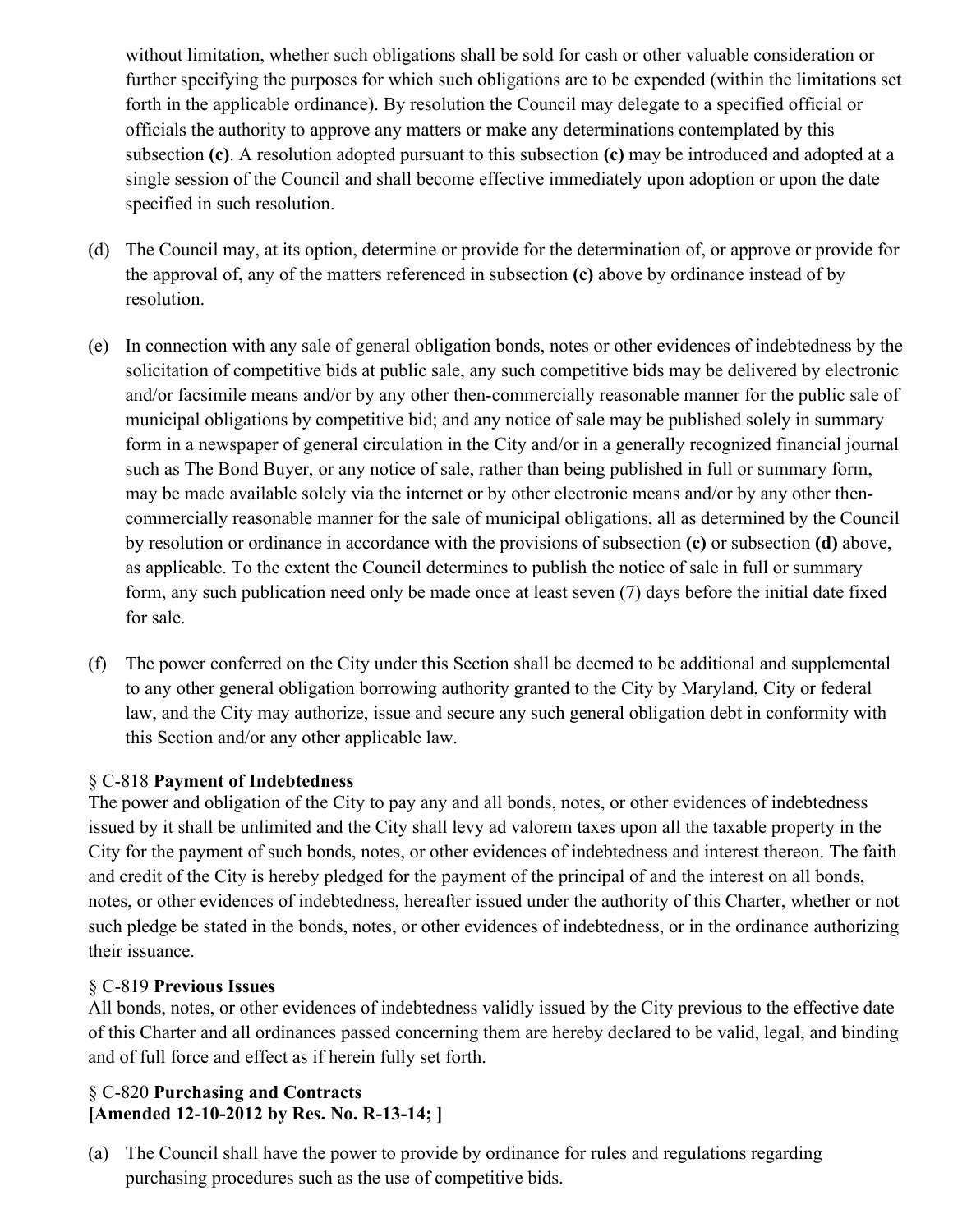without limitation, whether such obligations shall be sold for cash or other valuable consideration or further specifying the purposes for which such obligations are to be expended (within the limitations set forth in the applicable ordinance). By resolution the Council may delegate to a specified official or officials the authority to approve any matters or make any determinations contemplated by this subsection **(c)**. A resolution adopted pursuant to this subsection **(c)** may be introduced and adopted at a single session of the Council and shall become effective immediately upon adoption or upon the date specified in such resolution.

(d) The Council may, at its option, determine or provide for the determination of, or approve or provide for the approval of, any of the matters referenced in subsection **(c)** above by ordinance instead of by resolution.

(e) In connection with any sale of general obligation bonds, notes or other evidences of indebtedness by the solicitation of competitive bids at public sale, any such competitive bids may be delivered by electronic and/or facsimile means and/or by any other then-commercially reasonable manner for the public sale of municipal obligations by competitive bid; and any notice of sale may be published solely in summary form in a newspaper of general circulation in the City and/or in a generally recognized financial journal such as The Bond Buyer, or any notice of sale, rather than being published in full or summary form, may be made available solely via the internet or by other electronic means and/or by any other then-commercially reasonable manner for the sale of municipal obligations, all as determined by the Council by resolution or ordinance in accordance with the provisions of subsection **(c)** or subsection **(d)** above, as applicable. To the extent the Council determines to publish the notice of sale in full or summary form, any such publication need only be made once at least seven (7) days before the initial date fixed for sale.

(f) The power conferred on the City under this Section shall be deemed to be additional and supplemental to any other general obligation borrowing authority granted to the City by Maryland, City or federal law, and the City may authorize, issue and secure any such general obligation debt in conformity with this Section and/or any other applicable law.

§ C-818 **Payment of Indebtedness**

The power and obligation of the City to pay any and all bonds, notes, or other evidences of indebtedness issued by it shall be unlimited and the City shall levy ad valorem taxes upon all the taxable property in the City for the payment of such bonds, notes, or other evidences of indebtedness and interest thereon. The faith and credit of the City is hereby pledged for the payment of the principal of and the interest on all bonds, notes, or other evidences of indebtedness, hereafter issued under the authority of this Charter, whether or not such pledge be stated in the bonds, notes, or other evidences of indebtedness, or in the ordinance authorizing their issuance.

§ C-819 **Previous Issues**

All bonds, notes, or other evidences of indebtedness validly issued by the City previous to the effective date of this Charter and all ordinances passed concerning them are hereby declared to be valid, legal, and binding and of full force and effect as if herein fully set forth.

§ C-820 **Purchasing and Contracts**
**[Amended 12-10-2012 by Res. No. R-13-14; ]**

(a) The Council shall have the power to provide by ordinance for rules and regulations regarding purchasing procedures such as the use of competitive bids.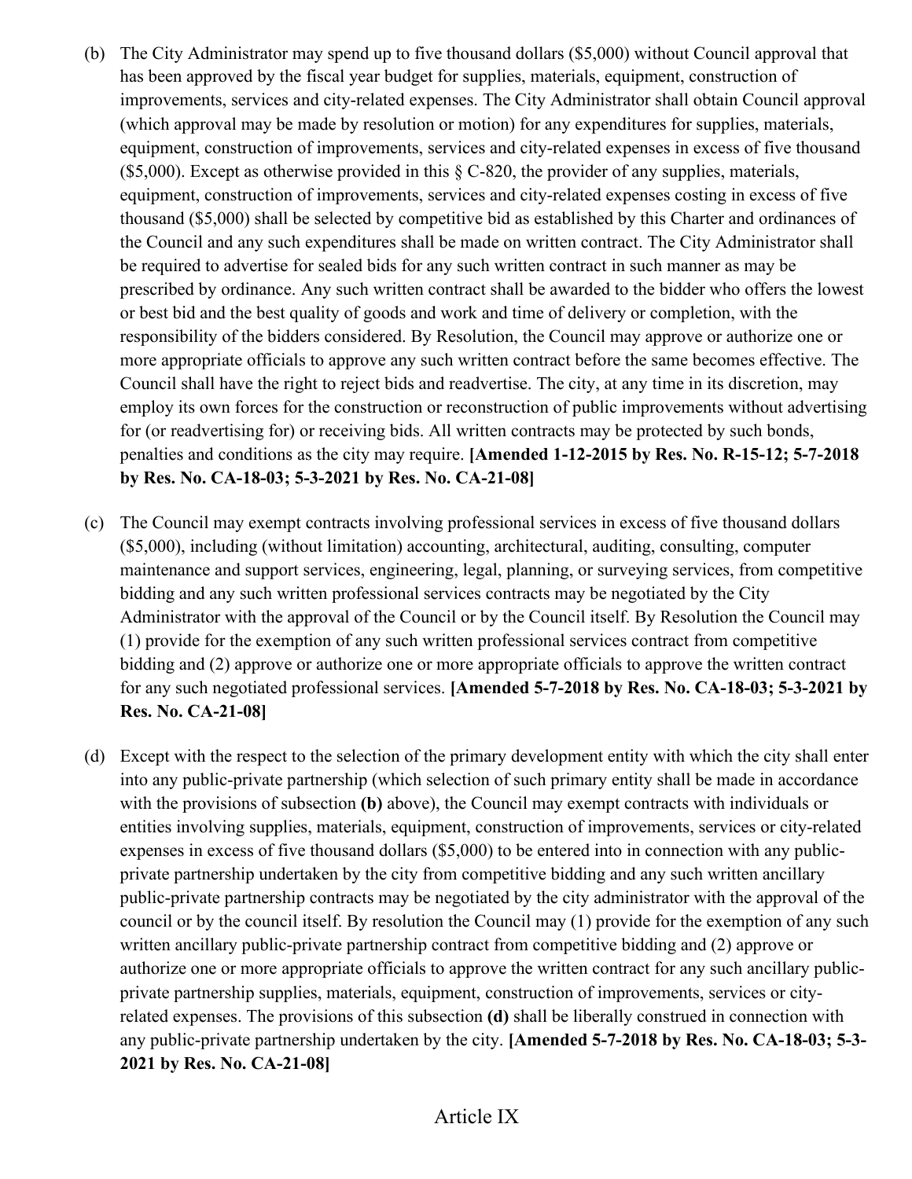(b) The City Administrator may spend up to five thousand dollars ($5,000) without Council approval that has been approved by the fiscal year budget for supplies, materials, equipment, construction of improvements, services and city-related expenses. The City Administrator shall obtain Council approval (which approval may be made by resolution or motion) for any expenditures for supplies, materials, equipment, construction of improvements, services and city-related expenses in excess of five thousand ($5,000). Except as otherwise provided in this § C-820, the provider of any supplies, materials, equipment, construction of improvements, services and city-related expenses costing in excess of five thousand ($5,000) shall be selected by competitive bid as established by this Charter and ordinances of the Council and any such expenditures shall be made on written contract. The City Administrator shall be required to advertise for sealed bids for any such written contract in such manner as may be prescribed by ordinance. Any such written contract shall be awarded to the bidder who offers the lowest or best bid and the best quality of goods and work and time of delivery or completion, with the responsibility of the bidders considered. By Resolution, the Council may approve or authorize one or more appropriate officials to approve any such written contract before the same becomes effective. The Council shall have the right to reject bids and readvertise. The city, at any time in its discretion, may employ its own forces for the construction or reconstruction of public improvements without advertising for (or readvertising for) or receiving bids. All written contracts may be protected by such bonds, penalties and conditions as the city may require. **[Amended 1-12-2015 by Res. No. R-15-12; 5-7-2018 by Res. No. CA-18-03; 5-3-2021 by Res. No. CA-21-08]**

(c) The Council may exempt contracts involving professional services in excess of five thousand dollars ($5,000), including (without limitation) accounting, architectural, auditing, consulting, computer maintenance and support services, engineering, legal, planning, or surveying services, from competitive bidding and any such written professional services contracts may be negotiated by the City Administrator with the approval of the Council or by the Council itself. By Resolution the Council may (1) provide for the exemption of any such written professional services contract from competitive bidding and (2) approve or authorize one or more appropriate officials to approve the written contract for any such negotiated professional services. **[Amended 5-7-2018 by Res. No. CA-18-03; 5-3-2021 by Res. No. CA-21-08]**

(d) Except with the respect to the selection of the primary development entity with which the city shall enter into any public-private partnership (which selection of such primary entity shall be made in accordance with the provisions of subsection **(b)** above), the Council may exempt contracts with individuals or entities involving supplies, materials, equipment, construction of improvements, services or city-related expenses in excess of five thousand dollars ($5,000) to be entered into in connection with any public-private partnership undertaken by the city from competitive bidding and any such written ancillary public-private partnership contracts may be negotiated by the city administrator with the approval of the council or by the council itself. By resolution the Council may (1) provide for the exemption of any such written ancillary public-private partnership contract from competitive bidding and (2) approve or authorize one or more appropriate officials to approve the written contract for any such ancillary public-private partnership supplies, materials, equipment, construction of improvements, services or city-related expenses. The provisions of this subsection **(d)** shall be liberally construed in connection with any public-private partnership undertaken by the city. **[Amended 5-7-2018 by Res. No. CA-18-03; 5-3-2021 by Res. No. CA-21-08]**

# Article IX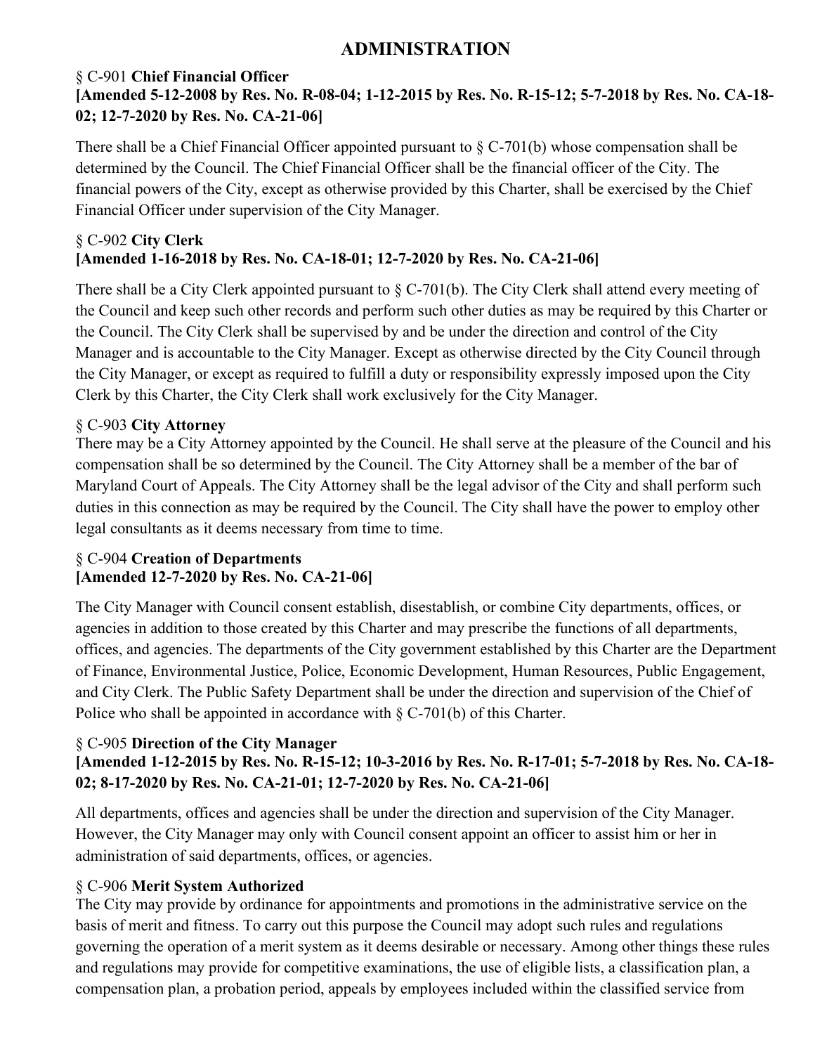# ADMINISTRATION

### § C-901 **Chief Financial Officer**

**[Amended 5-12-2008 by Res. No. R-08-04; 1-12-2015 by Res. No. R-15-12; 5-7-2018 by Res. No. CA-18-02; 12-7-2020 by Res. No. CA-21-06]**

There shall be a Chief Financial Officer appointed pursuant to § C-701(b) whose compensation shall be determined by the Council. The Chief Financial Officer shall be the financial officer of the City. The financial powers of the City, except as otherwise provided by this Charter, shall be exercised by the Chief Financial Officer under supervision of the City Manager.

### § C-902 **City Clerk**

**[Amended 1-16-2018 by Res. No. CA-18-01; 12-7-2020 by Res. No. CA-21-06]**

There shall be a City Clerk appointed pursuant to § C-701(b). The City Clerk shall attend every meeting of the Council and keep such other records and perform such other duties as may be required by this Charter or the Council. The City Clerk shall be supervised by and be under the direction and control of the City Manager and is accountable to the City Manager. Except as otherwise directed by the City Council through the City Manager, or except as required to fulfill a duty or responsibility expressly imposed upon the City Clerk by this Charter, the City Clerk shall work exclusively for the City Manager.

### § C-903 **City Attorney**

There may be a City Attorney appointed by the Council. He shall serve at the pleasure of the Council and his compensation shall be so determined by the Council. The City Attorney shall be a member of the bar of Maryland Court of Appeals. The City Attorney shall be the legal advisor of the City and shall perform such duties in this connection as may be required by the Council. The City shall have the power to employ other legal consultants as it deems necessary from time to time.

### § C-904 **Creation of Departments**

**[Amended 12-7-2020 by Res. No. CA-21-06]**

The City Manager with Council consent establish, disestablish, or combine City departments, offices, or agencies in addition to those created by this Charter and may prescribe the functions of all departments, offices, and agencies. The departments of the City government established by this Charter are the Department of Finance, Environmental Justice, Police, Economic Development, Human Resources, Public Engagement, and City Clerk. The Public Safety Department shall be under the direction and supervision of the Chief of Police who shall be appointed in accordance with § C-701(b) of this Charter.

### § C-905 **Direction of the City Manager**

**[Amended 1-12-2015 by Res. No. R-15-12; 10-3-2016 by Res. No. R-17-01; 5-7-2018 by Res. No. CA-18-02; 8-17-2020 by Res. No. CA-21-01; 12-7-2020 by Res. No. CA-21-06]**

All departments, offices and agencies shall be under the direction and supervision of the City Manager. However, the City Manager may only with Council consent appoint an officer to assist him or her in administration of said departments, offices, or agencies.

### § C-906 **Merit System Authorized**

The City may provide by ordinance for appointments and promotions in the administrative service on the basis of merit and fitness. To carry out this purpose the Council may adopt such rules and regulations governing the operation of a merit system as it deems desirable or necessary. Among other things these rules and regulations may provide for competitive examinations, the use of eligible lists, a classification plan, a compensation plan, a probation period, appeals by employees included within the classified service from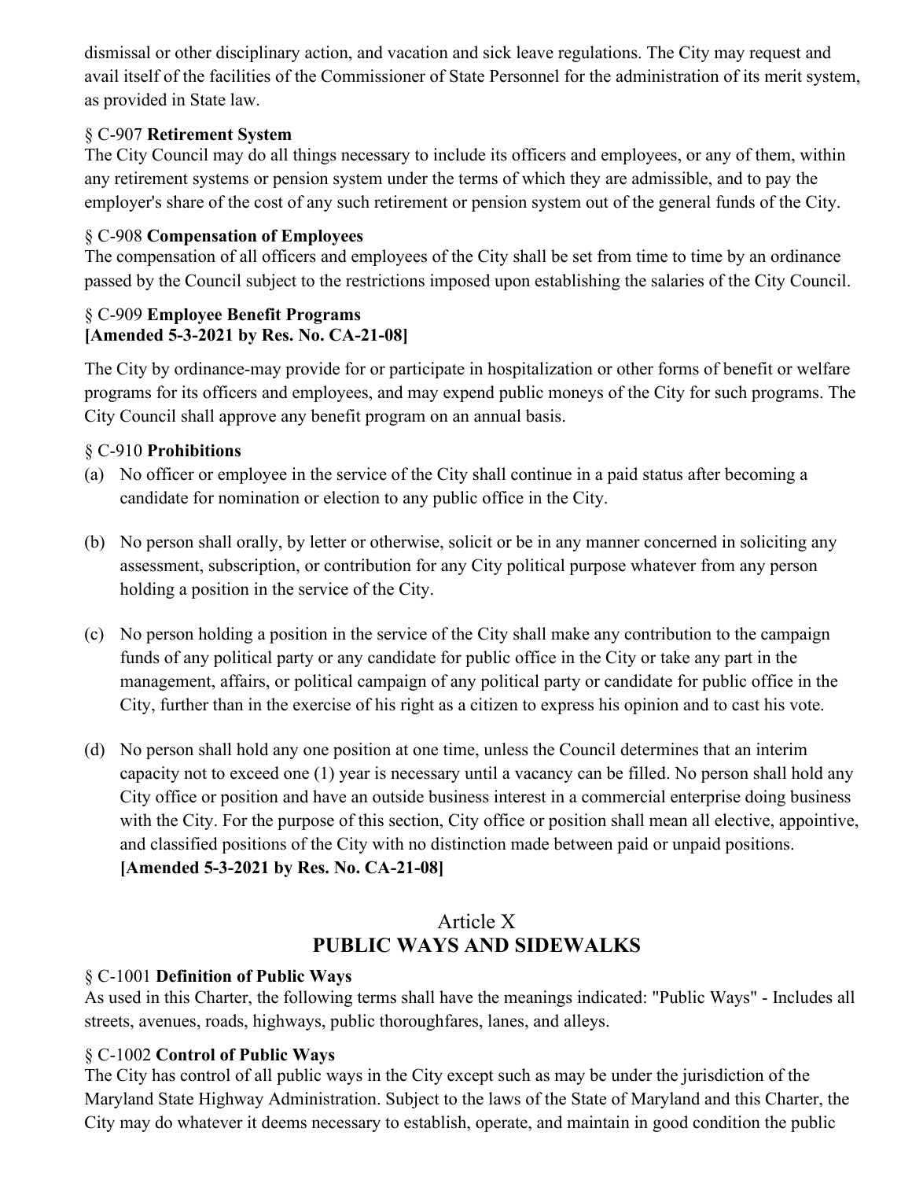dismissal or other disciplinary action, and vacation and sick leave regulations. The City may request and avail itself of the facilities of the Commissioner of State Personnel for the administration of its merit system, as provided in State law.

§ C-907 **Retirement System**

The City Council may do all things necessary to include its officers and employees, or any of them, within any retirement systems or pension system under the terms of which they are admissible, and to pay the employer's share of the cost of any such retirement or pension system out of the general funds of the City.

§ C-908 **Compensation of Employees**

The compensation of all officers and employees of the City shall be set from time to time by an ordinance passed by the Council subject to the restrictions imposed upon establishing the salaries of the City Council.

§ C-909 **Employee Benefit Programs**
**[Amended 5-3-2021 by Res. No. CA-21-08]**

The City by ordinance-may provide for or participate in hospitalization or other forms of benefit or welfare programs for its officers and employees, and may expend public moneys of the City for such programs. The City Council shall approve any benefit program on an annual basis.

§ C-910 **Prohibitions**

(a) No officer or employee in the service of the City shall continue in a paid status after becoming a candidate for nomination or election to any public office in the City.

(b) No person shall orally, by letter or otherwise, solicit or be in any manner concerned in soliciting any assessment, subscription, or contribution for any City political purpose whatever from any person holding a position in the service of the City.

(c) No person holding a position in the service of the City shall make any contribution to the campaign funds of any political party or any candidate for public office in the City or take any part in the management, affairs, or political campaign of any political party or candidate for public office in the City, further than in the exercise of his right as a citizen to express his opinion and to cast his vote.

(d) No person shall hold any one position at one time, unless the Council determines that an interim capacity not to exceed one (1) year is necessary until a vacancy can be filled. No person shall hold any City office or position and have an outside business interest in a commercial enterprise doing business with the City. For the purpose of this section, City office or position shall mean all elective, appointive, and classified positions of the City with no distinction made between paid or unpaid positions. **[Amended 5-3-2021 by Res. No. CA-21-08]**

## Article X
## PUBLIC WAYS AND SIDEWALKS

§ C-1001 **Definition of Public Ways**

As used in this Charter, the following terms shall have the meanings indicated: "Public Ways" - Includes all streets, avenues, roads, highways, public thoroughfares, lanes, and alleys.

§ C-1002 **Control of Public Ways**

The City has control of all public ways in the City except such as may be under the jurisdiction of the Maryland State Highway Administration. Subject to the laws of the State of Maryland and this Charter, the City may do whatever it deems necessary to establish, operate, and maintain in good condition the public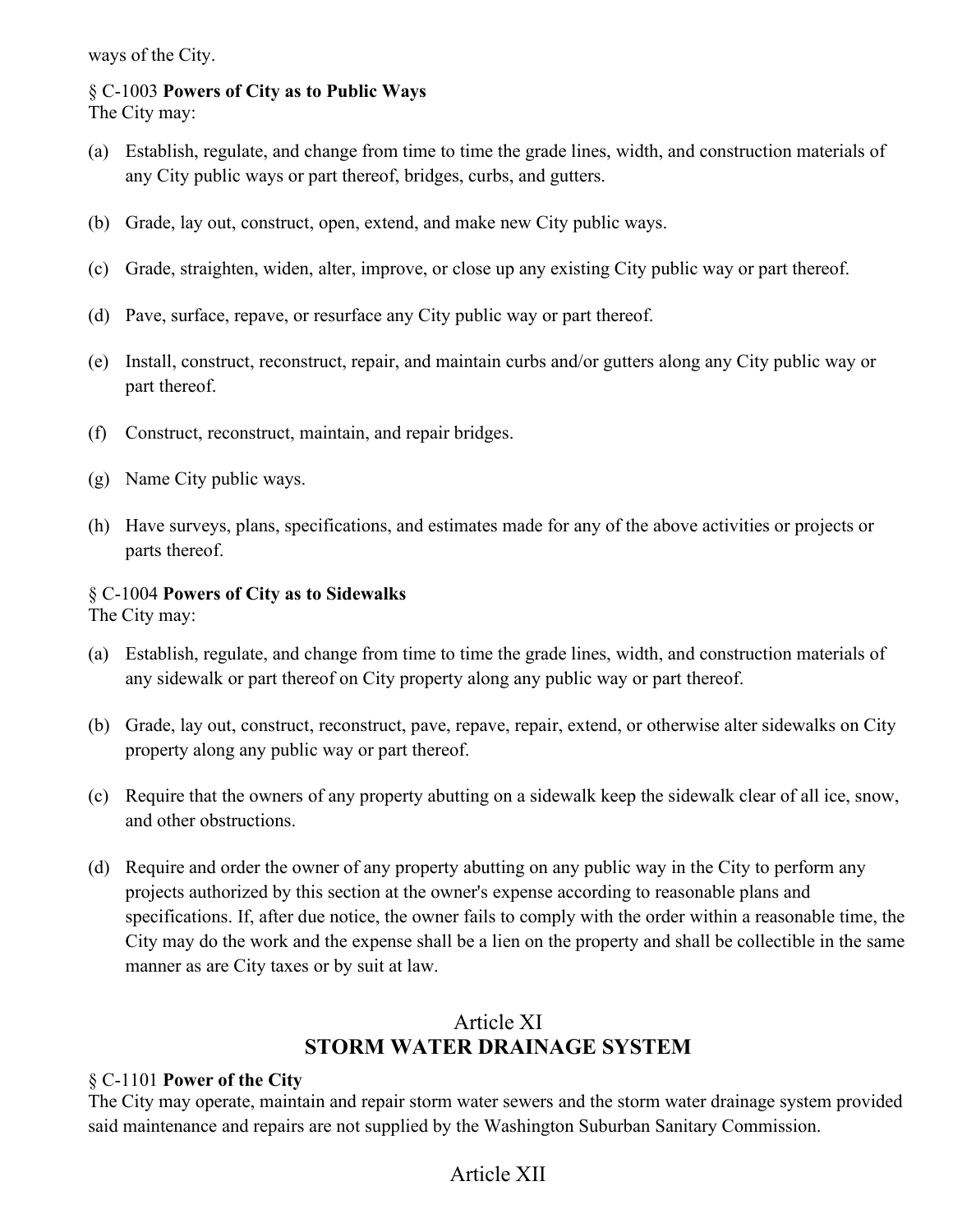ways of the City.

§ C-1003 **Powers of City as to Public Ways**
The City may:

(a) Establish, regulate, and change from time to time the grade lines, width, and construction materials of any City public ways or part thereof, bridges, curbs, and gutters.

(b) Grade, lay out, construct, open, extend, and make new City public ways.

(c) Grade, straighten, widen, alter, improve, or close up any existing City public way or part thereof.

(d) Pave, surface, repave, or resurface any City public way or part thereof.

(e) Install, construct, reconstruct, repair, and maintain curbs and/or gutters along any City public way or part thereof.

(f) Construct, reconstruct, maintain, and repair bridges.

(g) Name City public ways.

(h) Have surveys, plans, specifications, and estimates made for any of the above activities or projects or parts thereof.

§ C-1004 **Powers of City as to Sidewalks**
The City may:

(a) Establish, regulate, and change from time to time the grade lines, width, and construction materials of any sidewalk or part thereof on City property along any public way or part thereof.

(b) Grade, lay out, construct, reconstruct, pave, repave, repair, extend, or otherwise alter sidewalks on City property along any public way or part thereof.

(c) Require that the owners of any property abutting on a sidewalk keep the sidewalk clear of all ice, snow, and other obstructions.

(d) Require and order the owner of any property abutting on any public way in the City to perform any projects authorized by this section at the owner's expense according to reasonable plans and specifications. If, after due notice, the owner fails to comply with the order within a reasonable time, the City may do the work and the expense shall be a lien on the property and shall be collectible in the same manner as are City taxes or by suit at law.

## Article XI
## STORM WATER DRAINAGE SYSTEM

§ C-1101 **Power of the City**
The City may operate, maintain and repair storm water sewers and the storm water drainage system provided said maintenance and repairs are not supplied by the Washington Suburban Sanitary Commission.

## Article XII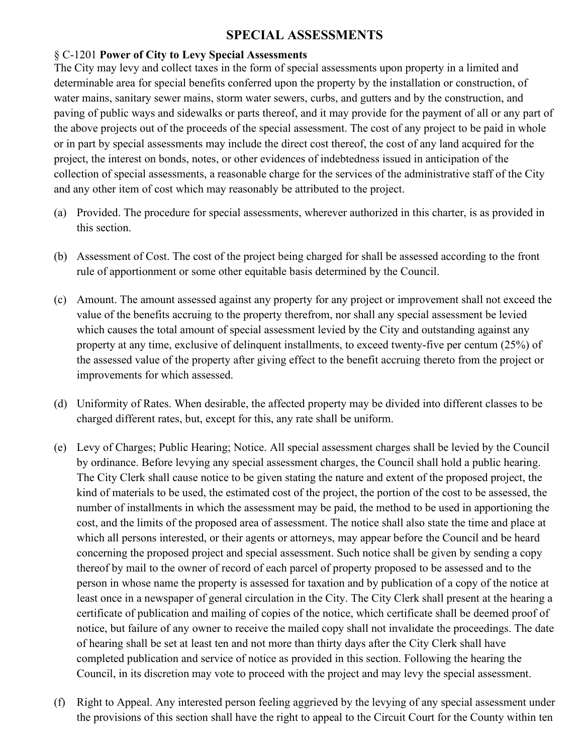# SPECIAL ASSESSMENTS

§ C-1201 **Power of City to Levy Special Assessments**

The City may levy and collect taxes in the form of special assessments upon property in a limited and determinable area for special benefits conferred upon the property by the installation or construction, of water mains, sanitary sewer mains, storm water sewers, curbs, and gutters and by the construction, and paving of public ways and sidewalks or parts thereof, and it may provide for the payment of all or any part of the above projects out of the proceeds of the special assessment. The cost of any project to be paid in whole or in part by special assessments may include the direct cost thereof, the cost of any land acquired for the project, the interest on bonds, notes, or other evidences of indebtedness issued in anticipation of the collection of special assessments, a reasonable charge for the services of the administrative staff of the City and any other item of cost which may reasonably be attributed to the project.

(a) Provided. The procedure for special assessments, wherever authorized in this charter, is as provided in this section.

(b) Assessment of Cost. The cost of the project being charged for shall be assessed according to the front rule of apportionment or some other equitable basis determined by the Council.

(c) Amount. The amount assessed against any property for any project or improvement shall not exceed the value of the benefits accruing to the property therefrom, nor shall any special assessment be levied which causes the total amount of special assessment levied by the City and outstanding against any property at any time, exclusive of delinquent installments, to exceed twenty-five per centum (25%) of the assessed value of the property after giving effect to the benefit accruing thereto from the project or improvements for which assessed.

(d) Uniformity of Rates. When desirable, the affected property may be divided into different classes to be charged different rates, but, except for this, any rate shall be uniform.

(e) Levy of Charges; Public Hearing; Notice. All special assessment charges shall be levied by the Council by ordinance. Before levying any special assessment charges, the Council shall hold a public hearing. The City Clerk shall cause notice to be given stating the nature and extent of the proposed project, the kind of materials to be used, the estimated cost of the project, the portion of the cost to be assessed, the number of installments in which the assessment may be paid, the method to be used in apportioning the cost, and the limits of the proposed area of assessment. The notice shall also state the time and place at which all persons interested, or their agents or attorneys, may appear before the Council and be heard concerning the proposed project and special assessment. Such notice shall be given by sending a copy thereof by mail to the owner of record of each parcel of property proposed to be assessed and to the person in whose name the property is assessed for taxation and by publication of a copy of the notice at least once in a newspaper of general circulation in the City. The City Clerk shall present at the hearing a certificate of publication and mailing of copies of the notice, which certificate shall be deemed proof of notice, but failure of any owner to receive the mailed copy shall not invalidate the proceedings. The date of hearing shall be set at least ten and not more than thirty days after the City Clerk shall have completed publication and service of notice as provided in this section. Following the hearing the Council, in its discretion may vote to proceed with the project and may levy the special assessment.

(f) Right to Appeal. Any interested person feeling aggrieved by the levying of any special assessment under the provisions of this section shall have the right to appeal to the Circuit Court for the County within ten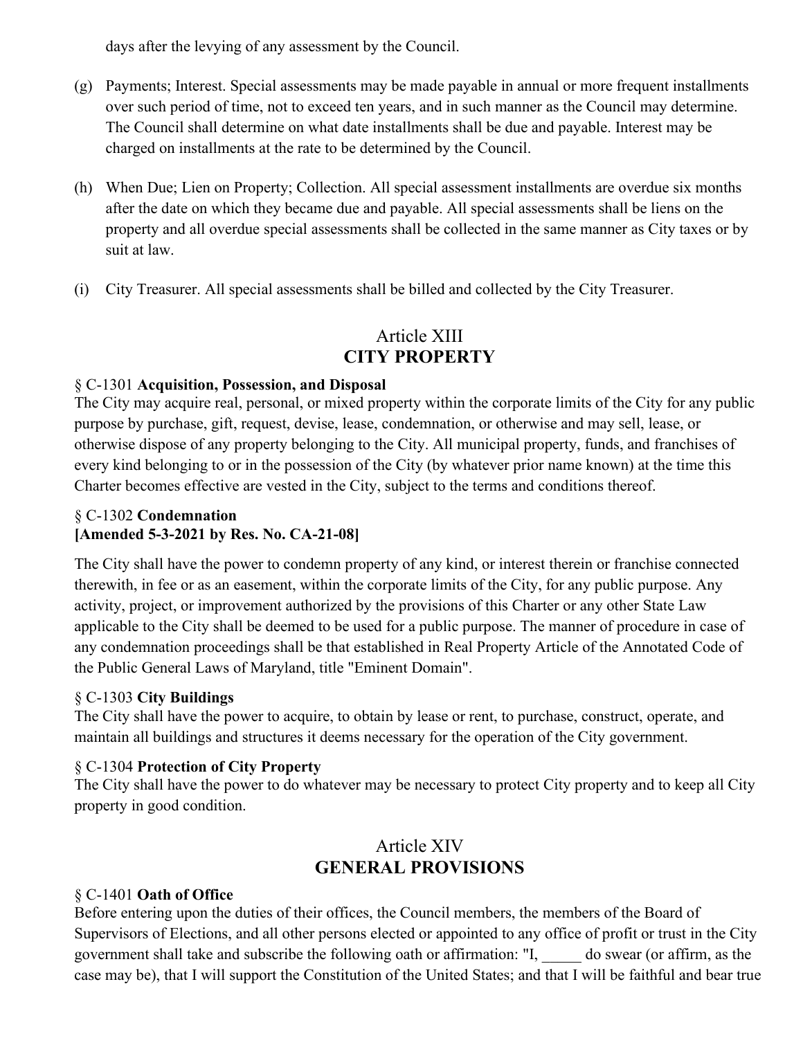days after the levying of any assessment by the Council.

(g) Payments; Interest. Special assessments may be made payable in annual or more frequent installments over such period of time, not to exceed ten years, and in such manner as the Council may determine. The Council shall determine on what date installments shall be due and payable. Interest may be charged on installments at the rate to be determined by the Council.

(h) When Due; Lien on Property; Collection. All special assessment installments are overdue six months after the date on which they became due and payable. All special assessments shall be liens on the property and all overdue special assessments shall be collected in the same manner as City taxes or by suit at law.

(i) City Treasurer. All special assessments shall be billed and collected by the City Treasurer.

## Article XIII
## CITY PROPERTY

§ C-1301 **Acquisition, Possession, and Disposal**
The City may acquire real, personal, or mixed property within the corporate limits of the City for any public purpose by purchase, gift, request, devise, lease, condemnation, or otherwise and may sell, lease, or otherwise dispose of any property belonging to the City. All municipal property, funds, and franchises of every kind belonging to or in the possession of the City (by whatever prior name known) at the time this Charter becomes effective are vested in the City, subject to the terms and conditions thereof.

§ C-1302 **Condemnation**
**[Amended 5-3-2021 by Res. No. CA-21-08]**

The City shall have the power to condemn property of any kind, or interest therein or franchise connected therewith, in fee or as an easement, within the corporate limits of the City, for any public purpose. Any activity, project, or improvement authorized by the provisions of this Charter or any other State Law applicable to the City shall be deemed to be used for a public purpose. The manner of procedure in case of any condemnation proceedings shall be that established in Real Property Article of the Annotated Code of the Public General Laws of Maryland, title "Eminent Domain".

§ C-1303 **City Buildings**
The City shall have the power to acquire, to obtain by lease or rent, to purchase, construct, operate, and maintain all buildings and structures it deems necessary for the operation of the City government.

§ C-1304 **Protection of City Property**
The City shall have the power to do whatever may be necessary to protect City property and to keep all City property in good condition.

## Article XIV
## GENERAL PROVISIONS

§ C-1401 **Oath of Office**
Before entering upon the duties of their offices, the Council members, the members of the Board of Supervisors of Elections, and all other persons elected or appointed to any office of profit or trust in the City government shall take and subscribe the following oath or affirmation: "I, _____ do swear (or affirm, as the case may be), that I will support the Constitution of the United States; and that I will be faithful and bear true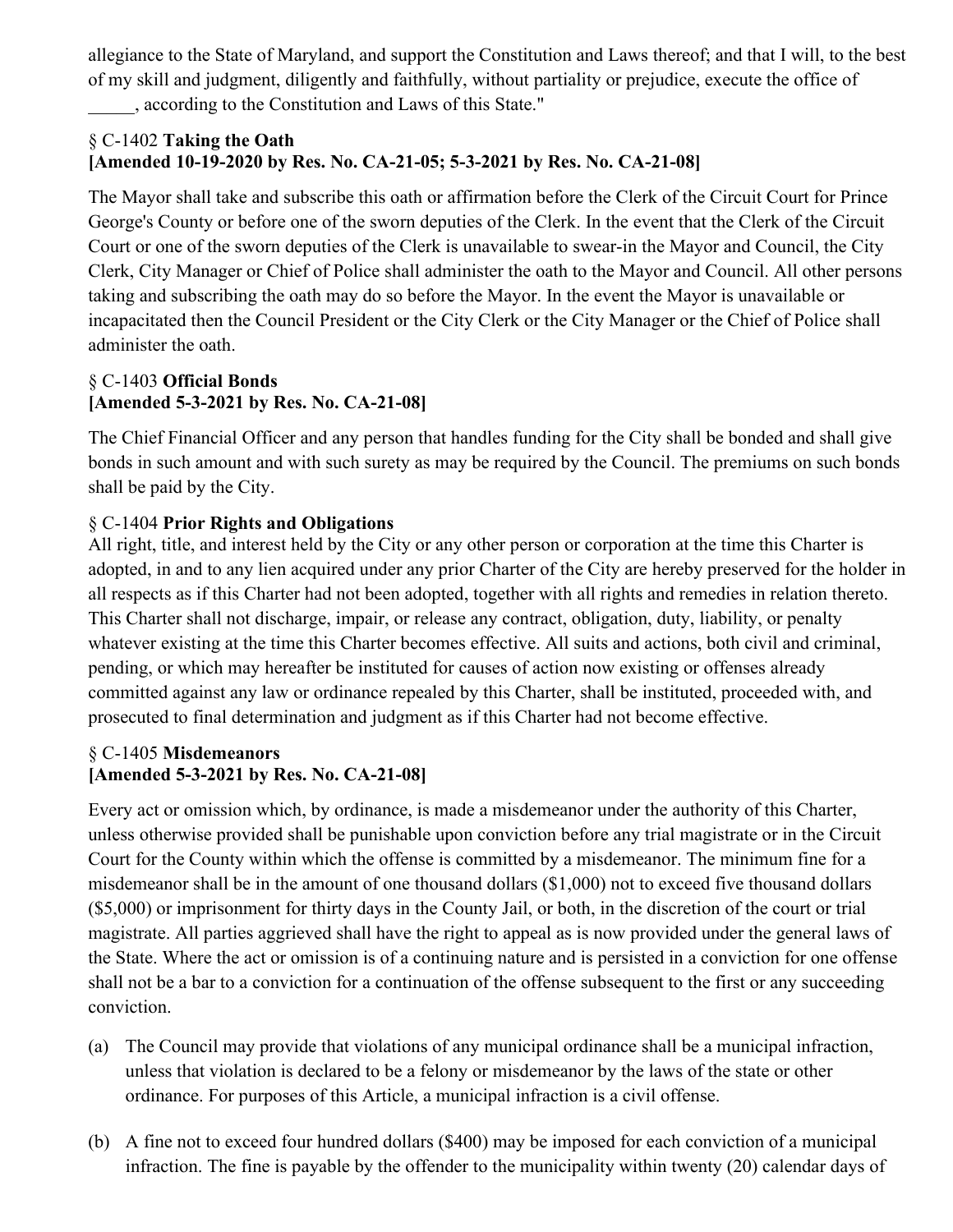allegiance to the State of Maryland, and support the Constitution and Laws thereof; and that I will, to the best of my skill and judgment, diligently and faithfully, without partiality or prejudice, execute the office of _____, according to the Constitution and Laws of this State."

### § C-1402 **Taking the Oath**
**[Amended 10-19-2020 by Res. No. CA-21-05; 5-3-2021 by Res. No. CA-21-08]**

The Mayor shall take and subscribe this oath or affirmation before the Clerk of the Circuit Court for Prince George's County or before one of the sworn deputies of the Clerk. In the event that the Clerk of the Circuit Court or one of the sworn deputies of the Clerk is unavailable to swear-in the Mayor and Council, the City Clerk, City Manager or Chief of Police shall administer the oath to the Mayor and Council. All other persons taking and subscribing the oath may do so before the Mayor. In the event the Mayor is unavailable or incapacitated then the Council President or the City Clerk or the City Manager or the Chief of Police shall administer the oath.

### § C-1403 **Official Bonds**
**[Amended 5-3-2021 by Res. No. CA-21-08]**

The Chief Financial Officer and any person that handles funding for the City shall be bonded and shall give bonds in such amount and with such surety as may be required by the Council. The premiums on such bonds shall be paid by the City.

### § C-1404 **Prior Rights and Obligations**

All right, title, and interest held by the City or any other person or corporation at the time this Charter is adopted, in and to any lien acquired under any prior Charter of the City are hereby preserved for the holder in all respects as if this Charter had not been adopted, together with all rights and remedies in relation thereto. This Charter shall not discharge, impair, or release any contract, obligation, duty, liability, or penalty whatever existing at the time this Charter becomes effective. All suits and actions, both civil and criminal, pending, or which may hereafter be instituted for causes of action now existing or offenses already committed against any law or ordinance repealed by this Charter, shall be instituted, proceeded with, and prosecuted to final determination and judgment as if this Charter had not become effective.

### § C-1405 **Misdemeanors**
**[Amended 5-3-2021 by Res. No. CA-21-08]**

Every act or omission which, by ordinance, is made a misdemeanor under the authority of this Charter, unless otherwise provided shall be punishable upon conviction before any trial magistrate or in the Circuit Court for the County within which the offense is committed by a misdemeanor. The minimum fine for a misdemeanor shall be in the amount of one thousand dollars ($1,000) not to exceed five thousand dollars ($5,000) or imprisonment for thirty days in the County Jail, or both, in the discretion of the court or trial magistrate. All parties aggrieved shall have the right to appeal as is now provided under the general laws of the State. Where the act or omission is of a continuing nature and is persisted in a conviction for one offense shall not be a bar to a conviction for a continuation of the offense subsequent to the first or any succeeding conviction.

(a) The Council may provide that violations of any municipal ordinance shall be a municipal infraction, unless that violation is declared to be a felony or misdemeanor by the laws of the state or other ordinance. For purposes of this Article, a municipal infraction is a civil offense.

(b) A fine not to exceed four hundred dollars ($400) may be imposed for each conviction of a municipal infraction. The fine is payable by the offender to the municipality within twenty (20) calendar days of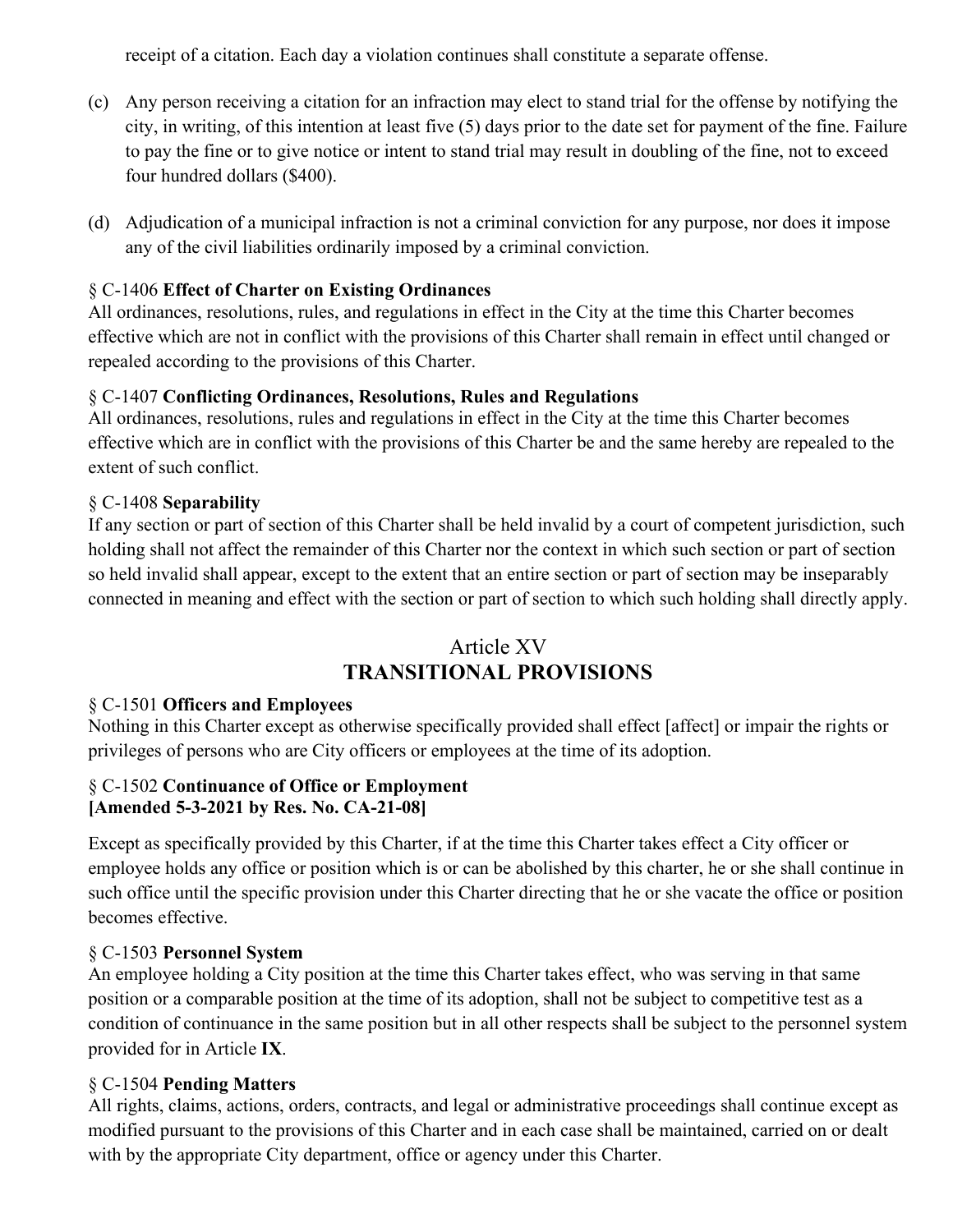receipt of a citation. Each day a violation continues shall constitute a separate offense.

(c) Any person receiving a citation for an infraction may elect to stand trial for the offense by notifying the city, in writing, of this intention at least five (5) days prior to the date set for payment of the fine. Failure to pay the fine or to give notice or intent to stand trial may result in doubling of the fine, not to exceed four hundred dollars ($400).

(d) Adjudication of a municipal infraction is not a criminal conviction for any purpose, nor does it impose any of the civil liabilities ordinarily imposed by a criminal conviction.

§ C-1406 **Effect of Charter on Existing Ordinances**

All ordinances, resolutions, rules, and regulations in effect in the City at the time this Charter becomes effective which are not in conflict with the provisions of this Charter shall remain in effect until changed or repealed according to the provisions of this Charter.

§ C-1407 **Conflicting Ordinances, Resolutions, Rules and Regulations**

All ordinances, resolutions, rules and regulations in effect in the City at the time this Charter becomes effective which are in conflict with the provisions of this Charter be and the same hereby are repealed to the extent of such conflict.

§ C-1408 **Separability**

If any section or part of section of this Charter shall be held invalid by a court of competent jurisdiction, such holding shall not affect the remainder of this Charter nor the context in which such section or part of section so held invalid shall appear, except to the extent that an entire section or part of section may be inseparably connected in meaning and effect with the section or part of section to which such holding shall directly apply.

## Article XV
## TRANSITIONAL PROVISIONS

§ C-1501 **Officers and Employees**

Nothing in this Charter except as otherwise specifically provided shall effect [affect] or impair the rights or privileges of persons who are City officers or employees at the time of its adoption.

§ C-1502 **Continuance of Office or Employment**
**[Amended 5-3-2021 by Res. No. CA-21-08]**

Except as specifically provided by this Charter, if at the time this Charter takes effect a City officer or employee holds any office or position which is or can be abolished by this charter, he or she shall continue in such office until the specific provision under this Charter directing that he or she vacate the office or position becomes effective.

§ C-1503 **Personnel System**

An employee holding a City position at the time this Charter takes effect, who was serving in that same position or a comparable position at the time of its adoption, shall not be subject to competitive test as a condition of continuance in the same position but in all other respects shall be subject to the personnel system provided for in Article **IX**.

§ C-1504 **Pending Matters**

All rights, claims, actions, orders, contracts, and legal or administrative proceedings shall continue except as modified pursuant to the provisions of this Charter and in each case shall be maintained, carried on or dealt with by the appropriate City department, office or agency under this Charter.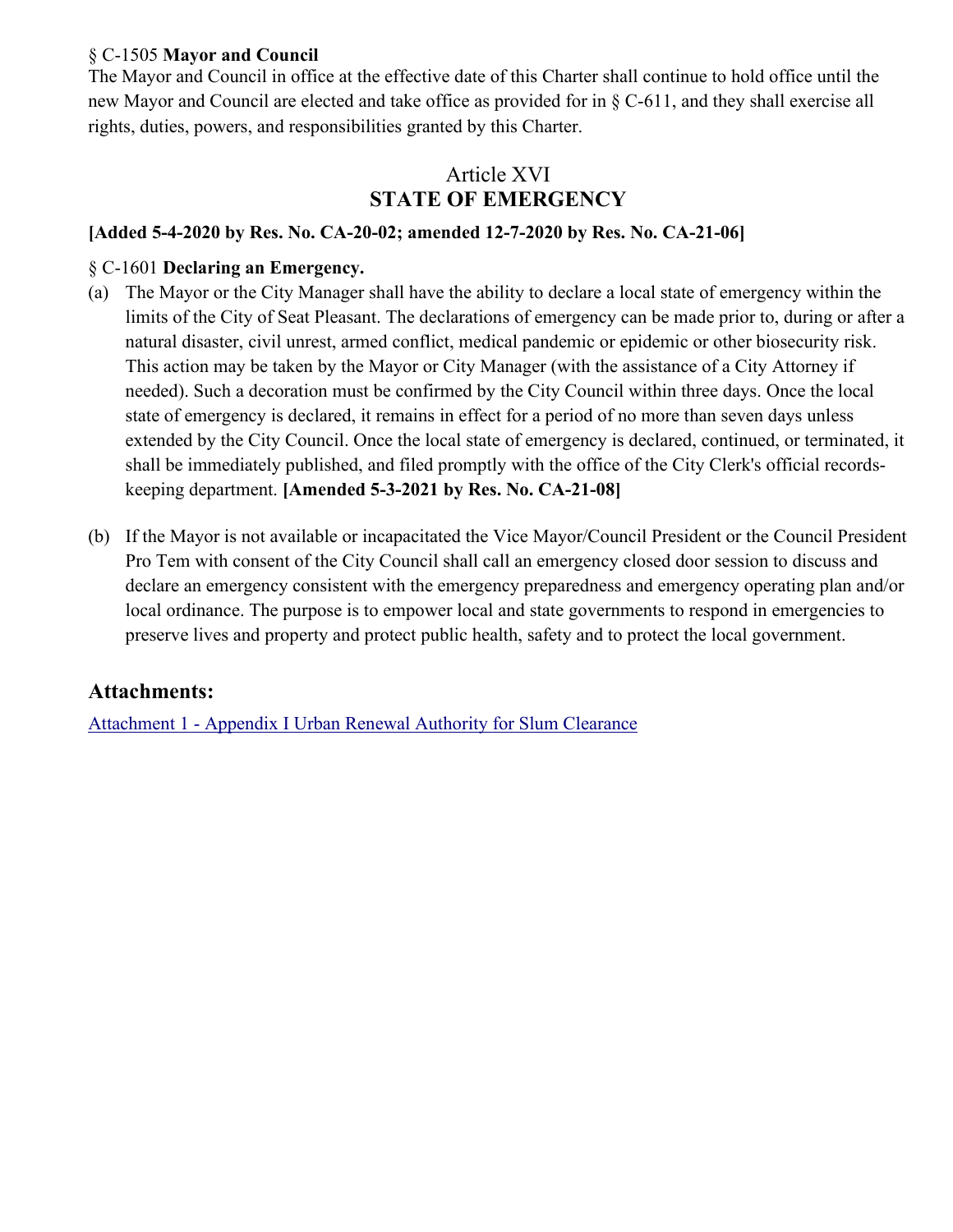§ C-1505 **Mayor and Council**

The Mayor and Council in office at the effective date of this Charter shall continue to hold office until the new Mayor and Council are elected and take office as provided for in § C-611, and they shall exercise all rights, duties, powers, and responsibilities granted by this Charter.

## Article XVI
## STATE OF EMERGENCY

**[Added 5-4-2020 by Res. No. CA-20-02; amended 12-7-2020 by Res. No. CA-21-06]**

§ C-1601 **Declaring an Emergency.**

(a) The Mayor or the City Manager shall have the ability to declare a local state of emergency within the limits of the City of Seat Pleasant. The declarations of emergency can be made prior to, during or after a natural disaster, civil unrest, armed conflict, medical pandemic or epidemic or other biosecurity risk. This action may be taken by the Mayor or City Manager (with the assistance of a City Attorney if needed). Such a decoration must be confirmed by the City Council within three days. Once the local state of emergency is declared, it remains in effect for a period of no more than seven days unless extended by the City Council. Once the local state of emergency is declared, continued, or terminated, it shall be immediately published, and filed promptly with the office of the City Clerk's official records-keeping department. **[Amended 5-3-2021 by Res. No. CA-21-08]**

(b) If the Mayor is not available or incapacitated the Vice Mayor/Council President or the Council President Pro Tem with consent of the City Council shall call an emergency closed door session to discuss and declare an emergency consistent with the emergency preparedness and emergency operating plan and/or local ordinance. The purpose is to empower local and state governments to respond in emergencies to preserve lives and property and protect public health, safety and to protect the local government.

## Attachments:

Attachment 1 - Appendix I Urban Renewal Authority for Slum Clearance